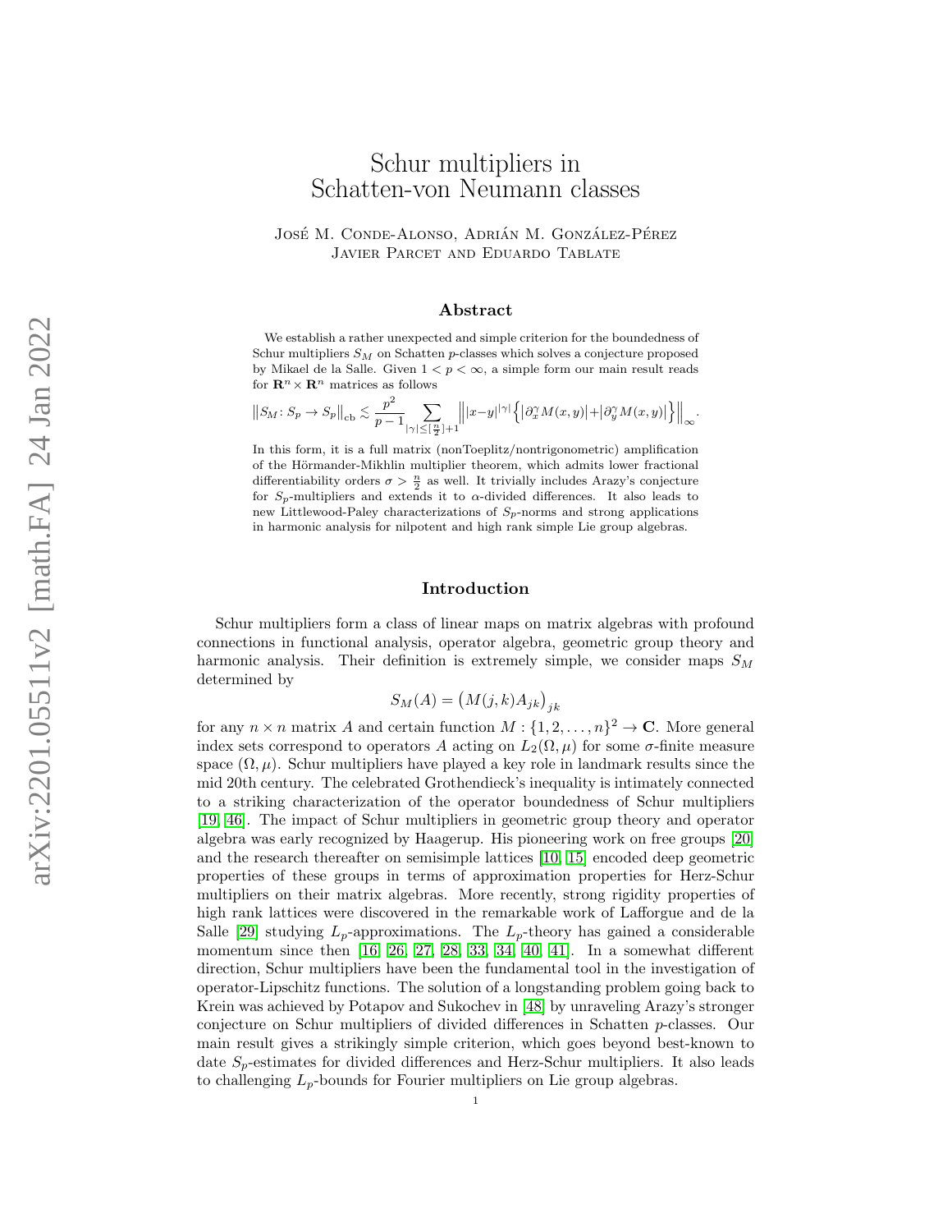# Schur multipliers in Schatten-von Neumann classes

José M. Conde-Alonso, Adrián M. González-Pérez
Javier Parcet and Eduardo Tablate

## Abstract

We establish a rather unexpected and simple criterion for the boundedness of Schur multipliers $S_M$ on Schatten $p$-classes which solves a conjecture proposed by Mikael de la Salle. Given $1 < p < \infty$, a simple form our main result reads for $\mathbf{R}^n \times \mathbf{R}^n$ matrices as follows

$$\big\| S_M \colon S_p \to S_p \big\|_{\mathrm{cb}} \lesssim \frac{p^2}{p-1} \sum_{|\gamma| \le [\frac{n}{2}]+1} \Big\| |x-y|^{|\gamma|} \Big\{ \big|\partial_x^\gamma M(x,y)\big| + \big|\partial_y^\gamma M(x,y)\big| \Big\} \Big\|_\infty.$$

In this form, it is a full matrix (nonToeplitz/nontrigonometric) amplification of the Hörmander-Mikhlin multiplier theorem, which admits lower fractional differentiability orders $\sigma > \frac{n}{2}$ as well. It trivially includes Arazy's conjecture for $S_p$-multipliers and extends it to $\alpha$-divided differences. It also leads to new Littlewood-Paley characterizations of $S_p$-norms and strong applications in harmonic analysis for nilpotent and high rank simple Lie group algebras.

## Introduction

Schur multipliers form a class of linear maps on matrix algebras with profound connections in functional analysis, operator algebra, geometric group theory and harmonic analysis. Their definition is extremely simple, we consider maps $S_M$ determined by

$$S_M(A) = \big( M(j,k) A_{jk} \big)_{jk}$$

for any $n \times n$ matrix $A$ and certain function $M : \{1, 2, \ldots, n\}^2 \to \mathbf{C}$. More general index sets correspond to operators $A$ acting on $L_2(\Omega, \mu)$ for some $\sigma$-finite measure space $(\Omega, \mu)$. Schur multipliers have played a key role in landmark results since the mid 20th century. The celebrated Grothendieck's inequality is intimately connected to a striking characterization of the operator boundedness of Schur multipliers [19, 46]. The impact of Schur multipliers in geometric group theory and operator algebra was early recognized by Haagerup. His pioneering work on free groups [20] and the research thereafter on semisimple lattices [10, 15] encoded deep geometric properties of these groups in terms of approximation properties for Herz-Schur multipliers on their matrix algebras. More recently, strong rigidity properties of high rank lattices were discovered in the remarkable work of Lafforgue and de la Salle [29] studying $L_p$-approximations. The $L_p$-theory has gained a considerable momentum since then [16, 26, 27, 28, 33, 34, 40, 41]. In a somewhat different direction, Schur multipliers have been the fundamental tool in the investigation of operator-Lipschitz functions. The solution of a longstanding problem going back to Krein was achieved by Potapov and Sukochev in [48] by unraveling Arazy's stronger conjecture on Schur multipliers of divided differences in Schatten $p$-classes. Our main result gives a strikingly simple criterion, which goes beyond best-known to date $S_p$-estimates for divided differences and Herz-Schur multipliers. It also leads to challenging $L_p$-bounds for Fourier multipliers on Lie group algebras.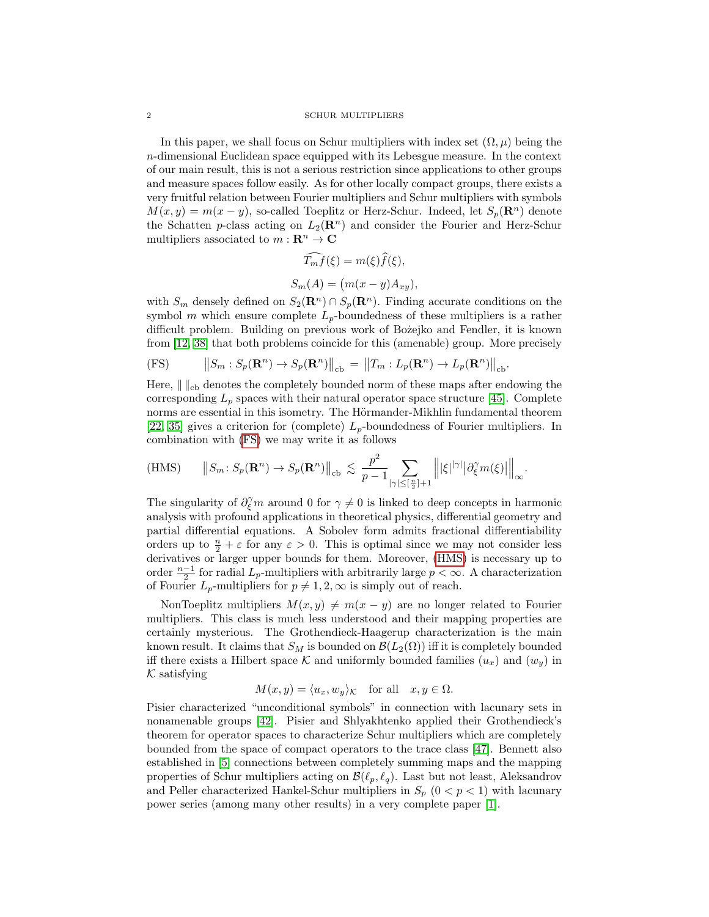In this paper, we shall focus on Schur multipliers with index set $(\Omega, \mu)$ being the $n$-dimensional Euclidean space equipped with its Lebesgue measure. In the context of our main result, this is not a serious restriction since applications to other groups and measure spaces follow easily. As for other locally compact groups, there exists a very fruitful relation between Fourier multipliers and Schur multipliers with symbols $M(x,y) = m(x-y)$, so-called Toeplitz or Herz-Schur. Indeed, let $S_p(\mathbf{R}^n)$ denote the Schatten $p$-class acting on $L_2(\mathbf{R}^n)$ and consider the Fourier and Herz-Schur multipliers associated to $m : \mathbf{R}^n \to \mathbf{C}$

$$\widehat{T_m f}(\xi) = m(\xi)\widehat{f}(\xi),$$

$$S_m(A) = \big(m(x-y)A_{xy}\big),$$

with $S_m$ densely defined on $S_2(\mathbf{R}^n) \cap S_p(\mathbf{R}^n)$. Finding accurate conditions on the symbol $m$ which ensure complete $L_p$-boundedness of these multipliers is a rather difficult problem. Building on previous work of Bożejko and Fendler, it is known from [12, 38] that both problems coincide for this (amenable) group. More precisely

$$\text{(FS)} \qquad \big\| S_m : S_p(\mathbf{R}^n) \to S_p(\mathbf{R}^n) \big\|_{\mathrm{cb}} = \big\| T_m : L_p(\mathbf{R}^n) \to L_p(\mathbf{R}^n) \big\|_{\mathrm{cb}}.$$

Here, $\| \, \|_{\mathrm{cb}}$ denotes the completely bounded norm of these maps after endowing the corresponding $L_p$ spaces with their natural operator space structure [45]. Complete norms are essential in this isometry. The Hörmander-Mikhlin fundamental theorem [22, 35] gives a criterion for (complete) $L_p$-boundedness of Fourier multipliers. In combination with (FS) we may write it as follows

$$\text{(HMS)} \qquad \big\| S_m \colon S_p(\mathbf{R}^n) \to S_p(\mathbf{R}^n) \big\|_{\mathrm{cb}} \lesssim \frac{p^2}{p-1} \sum_{|\gamma| \le [\frac{n}{2}]+1} \Big\| |\xi|^{|\gamma|} \big| \partial_\xi^\gamma m(\xi) \big| \Big\|_\infty.$$

The singularity of $\partial_\xi^\gamma m$ around 0 for $\gamma \neq 0$ is linked to deep concepts in harmonic analysis with profound applications in theoretical physics, differential geometry and partial differential equations. A Sobolev form admits fractional differentiability orders up to $\frac{n}{2} + \varepsilon$ for any $\varepsilon > 0$. This is optimal since we may not consider less derivatives or larger upper bounds for them. Moreover, (HMS) is necessary up to order $\frac{n-1}{2}$ for radial $L_p$-multipliers with arbitrarily large $p < \infty$. A characterization of Fourier $L_p$-multipliers for $p \neq 1, 2, \infty$ is simply out of reach.

NonToeplitz multipliers $M(x,y) \neq m(x-y)$ are no longer related to Fourier multipliers. This class is much less understood and their mapping properties are certainly mysterious. The Grothendieck-Haagerup characterization is the main known result. It claims that $S_M$ is bounded on $\mathcal{B}(L_2(\Omega))$ iff it is completely bounded iff there exists a Hilbert space $\mathcal{K}$ and uniformly bounded families $(u_x)$ and $(w_y)$ in $\mathcal{K}$ satisfying

$$M(x,y) = \langle u_x, w_y \rangle_{\mathcal{K}} \quad \text{for all} \quad x, y \in \Omega.$$

Pisier characterized "unconditional symbols" in connection with lacunary sets in nonamenable groups [42]. Pisier and Shlyakhtenko applied their Grothendieck's theorem for operator spaces to characterize Schur multipliers which are completely bounded from the space of compact operators to the trace class [47]. Bennett also established in [5] connections between completely summing maps and the mapping properties of Schur multipliers acting on $\mathcal{B}(\ell_p, \ell_q)$. Last but not least, Aleksandrov and Peller characterized Hankel-Schur multipliers in $S_p$ $(0 < p < 1)$ with lacunary power series (among many other results) in a very complete paper [1].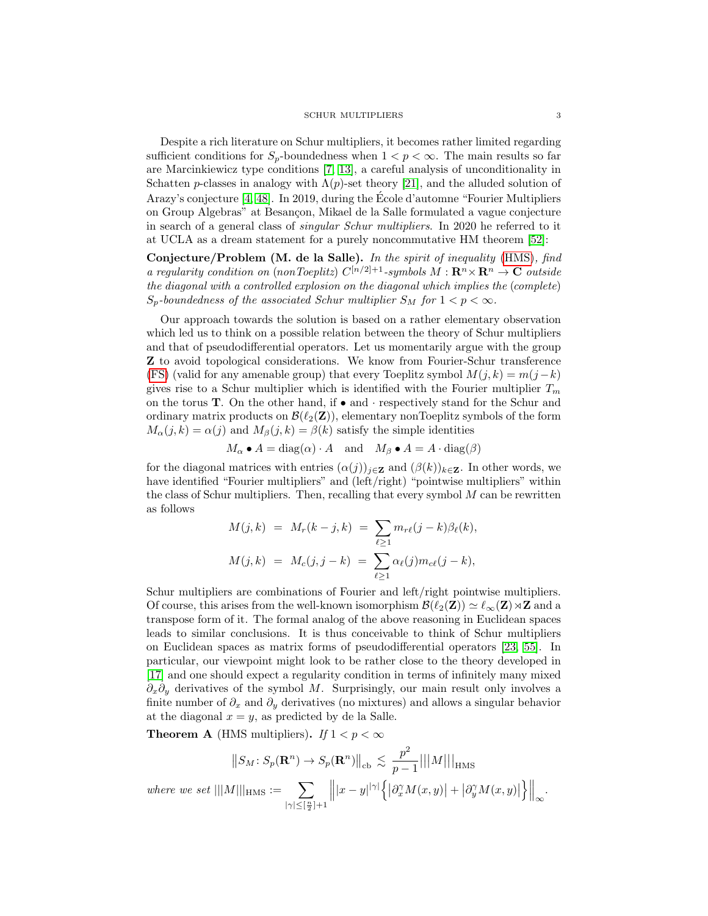Despite a rich literature on Schur multipliers, it becomes rather limited regarding sufficient conditions for $S_p$-boundedness when $1 < p < \infty$. The main results so far are Marcinkiewicz type conditions [7, 13], a careful analysis of unconditionality in Schatten $p$-classes in analogy with $\Lambda(p)$-set theory [21], and the alluded solution of Arazy's conjecture [4, 48]. In 2019, during the École d'automne "Fourier Multipliers on Group Algebras" at Besançon, Mikael de la Salle formulated a vague conjecture in search of a general class of *singular Schur multipliers*. In 2020 he referred to it at UCLA as a dream statement for a purely noncommutative HM theorem [52]:

**Conjecture/Problem (M. de la Salle).** *In the spirit of inequality* (HMS)*, find a regularity condition on* (*nonToeplitz*) $C^{[n/2]+1}$*-symbols* $M : \mathbf{R}^n \times \mathbf{R}^n \to \mathbf{C}$ *outside the diagonal with a controlled explosion on the diagonal which implies the* (*complete*) $S_p$*-boundedness of the associated Schur multiplier* $S_M$ *for* $1 < p < \infty$.

Our approach towards the solution is based on a rather elementary observation which led us to think on a possible relation between the theory of Schur multipliers and that of pseudodifferential operators. Let us momentarily argue with the group $\mathbf{Z}$ to avoid topological considerations. We know from Fourier-Schur transference (FS) (valid for any amenable group) that every Toeplitz symbol $M(j,k) = m(j-k)$ gives rise to a Schur multiplier which is identified with the Fourier multiplier $T_m$ on the torus $\mathbf{T}$. On the other hand, if $\bullet$ and $\cdot$ respectively stand for the Schur and ordinary matrix products on $\mathcal{B}(\ell_2(\mathbf{Z}))$, elementary nonToeplitz symbols of the form $M_\alpha(j,k) = \alpha(j)$ and $M_\beta(j,k) = \beta(k)$ satisfy the simple identities

$$M_\alpha \bullet A = \mathrm{diag}(\alpha) \cdot A \quad \text{and} \quad M_\beta \bullet A = A \cdot \mathrm{diag}(\beta)$$

for the diagonal matrices with entries $(\alpha(j))_{j \in \mathbf{Z}}$ and $(\beta(k))_{k \in \mathbf{Z}}$. In other words, we have identified "Fourier multipliers" and (left/right) "pointwise multipliers" within the class of Schur multipliers. Then, recalling that every symbol $M$ can be rewritten as follows

$$\begin{aligned} M(j,k) &= M_r(k-j,k) = \sum_{\ell \geq 1} m_{r\ell}(j-k)\beta_\ell(k), \\ M(j,k) &= M_c(j,j-k) = \sum_{\ell \geq 1} \alpha_\ell(j) m_{c\ell}(j-k), \end{aligned}$$

Schur multipliers are combinations of Fourier and left/right pointwise multipliers. Of course, this arises from the well-known isomorphism $\mathcal{B}(\ell_2(\mathbf{Z})) \simeq \ell_\infty(\mathbf{Z}) \rtimes \mathbf{Z}$ and a transpose form of it. The formal analog of the above reasoning in Euclidean spaces leads to similar conclusions. It is thus conceivable to think of Schur multipliers on Euclidean spaces as matrix forms of pseudodifferential operators [23, 55]. In particular, our viewpoint might look to be rather close to the theory developed in [17] and one should expect a regularity condition in terms of infinitely many mixed $\partial_x \partial_y$ derivatives of the symbol $M$. Surprisingly, our main result only involves a finite number of $\partial_x$ and $\partial_y$ derivatives (no mixtures) and allows a singular behavior at the diagonal $x = y$, as predicted by de la Salle.

**Theorem A** (HMS multipliers)**.** *If* $1 < p < \infty$

$$\big\| S_M \colon S_p(\mathbf{R}^n) \to S_p(\mathbf{R}^n) \big\|_{\mathrm{cb}} \lesssim \frac{p^2}{p-1} \big|\big|\big| M \big|\big|\big|_{\mathrm{HMS}}$$

*where we set* $\displaystyle |||M|||_{\mathrm{HMS}} := \sum_{|\gamma| \leq [\frac{n}{2}]+1} \Big\| |x-y|^{|\gamma|} \Big\{ \big|\partial_x^\gamma M(x,y)\big| + \big|\partial_y^\gamma M(x,y)\big| \Big\} \Big\|_\infty.$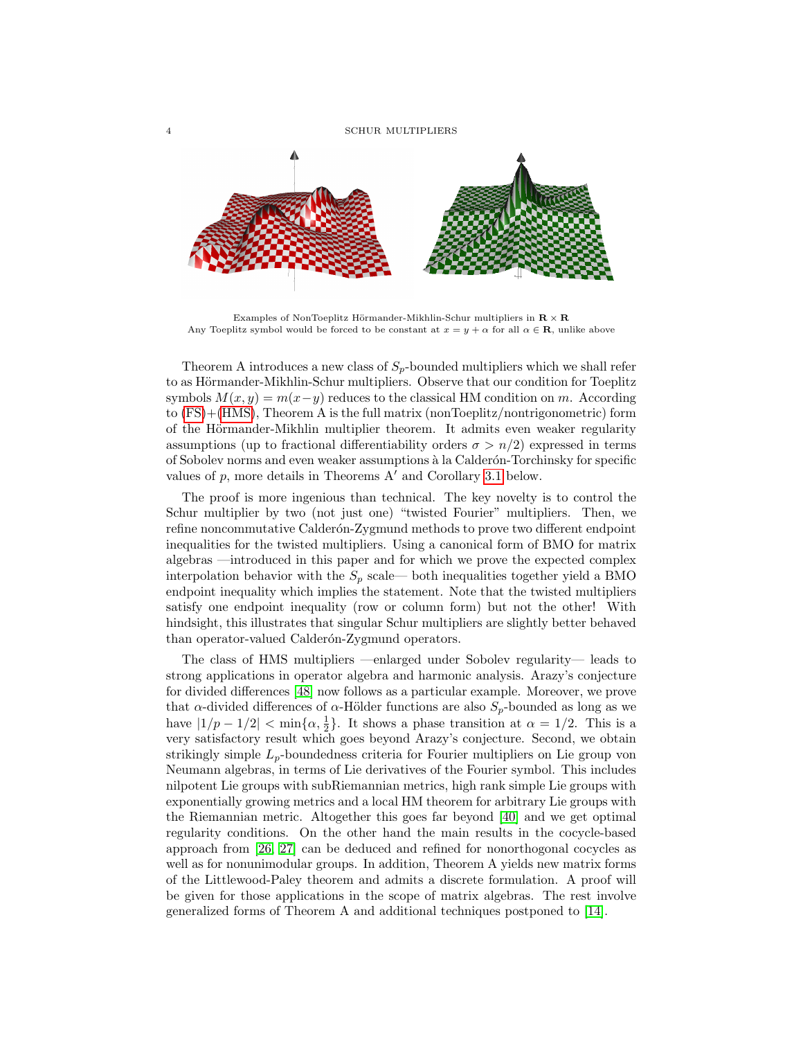Examples of NonToeplitz Hörmander-Mikhlin-Schur multipliers in $\mathbf{R} \times \mathbf{R}$
Any Toeplitz symbol would be forced to be constant at $x = y + \alpha$ for all $\alpha \in \mathbf{R}$, unlike above

Theorem A introduces a new class of $S_p$-bounded multipliers which we shall refer to as Hörmander-Mikhlin-Schur multipliers. Observe that our condition for Toeplitz symbols $M(x, y) = m(x-y)$ reduces to the classical HM condition on $m$. According to (FS)+(HMS), Theorem A is the full matrix (nonToeplitz/nontrigonometric) form of the Hörmander-Mikhlin multiplier theorem. It admits even weaker regularity assumptions (up to fractional differentiability orders $\sigma > n/2$) expressed in terms of Sobolev norms and even weaker assumptions à la Calderón-Torchinsky for specific values of $p$, more details in Theorems A$'$ and Corollary 3.1 below.

The proof is more ingenious than technical. The key novelty is to control the Schur multiplier by two (not just one) "twisted Fourier" multipliers. Then, we refine noncommutative Calderón-Zygmund methods to prove two different endpoint inequalities for the twisted multipliers. Using a canonical form of BMO for matrix algebras —introduced in this paper and for which we prove the expected complex interpolation behavior with the $S_p$ scale— both inequalities together yield a BMO endpoint inequality which implies the statement. Note that the twisted multipliers satisfy one endpoint inequality (row or column form) but not the other! With hindsight, this illustrates that singular Schur multipliers are slightly better behaved than operator-valued Calderón-Zygmund operators.

The class of HMS multipliers —enlarged under Sobolev regularity— leads to strong applications in operator algebra and harmonic analysis. Arazy's conjecture for divided differences [48] now follows as a particular example. Moreover, we prove that $\alpha$-divided differences of $\alpha$-Hölder functions are also $S_p$-bounded as long as we have $|1/p - 1/2| < \min\{\alpha, \frac{1}{2}\}$. It shows a phase transition at $\alpha = 1/2$. This is a very satisfactory result which goes beyond Arazy's conjecture. Second, we obtain strikingly simple $L_p$-boundedness criteria for Fourier multipliers on Lie group von Neumann algebras, in terms of Lie derivatives of the Fourier symbol. This includes nilpotent Lie groups with subRiemannian metrics, high rank simple Lie groups with exponentially growing metrics and a local HM theorem for arbitrary Lie groups with the Riemannian metric. Altogether this goes far beyond [40] and we get optimal regularity conditions. On the other hand the main results in the cocycle-based approach from [26, 27] can be deduced and refined for nonorthogonal cocycles as well as for nonunimodular groups. In addition, Theorem A yields new matrix forms of the Littlewood-Paley theorem and admits a discrete formulation. A proof will be given for those applications in the scope of matrix algebras. The rest involve generalized forms of Theorem A and additional techniques postponed to [14].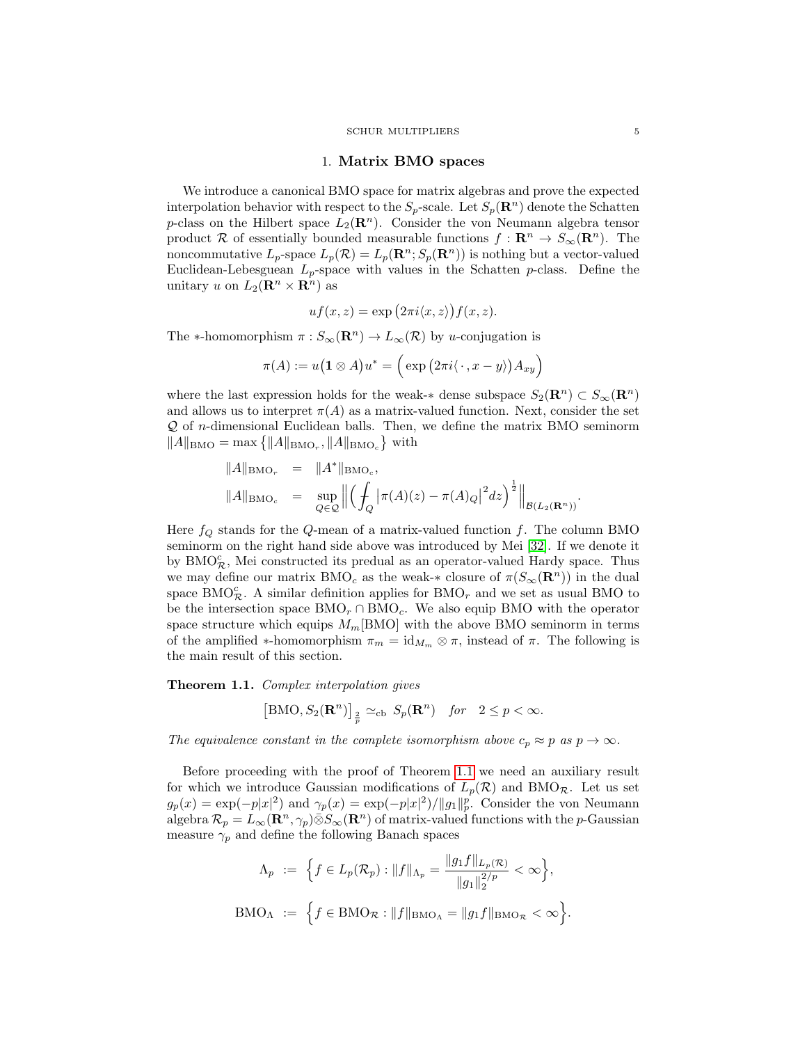## 1. **Matrix BMO spaces**

We introduce a canonical BMO space for matrix algebras and prove the expected interpolation behavior with respect to the $S_p$-scale. Let $S_p(\mathbf{R}^n)$ denote the Schatten $p$-class on the Hilbert space $L_2(\mathbf{R}^n)$. Consider the von Neumann algebra tensor product $\mathcal{R}$ of essentially bounded measurable functions $f : \mathbf{R}^n \to S_\infty(\mathbf{R}^n)$. The noncommutative $L_p$-space $L_p(\mathcal{R}) = L_p(\mathbf{R}^n; S_p(\mathbf{R}^n))$ is nothing but a vector-valued Euclidean-Lebesguean $L_p$-space with values in the Schatten $p$-class. Define the unitary $u$ on $L_2(\mathbf{R}^n \times \mathbf{R}^n)$ as

$$uf(x,z) = \exp\big(2\pi i \langle x, z\rangle\big) f(x,z).$$

The $*$-homomorphism $\pi : S_\infty(\mathbf{R}^n) \to L_\infty(\mathcal{R})$ by $u$-conjugation is

$$\pi(A) := u\big(\mathbf{1} \otimes A\big) u^* = \Big( \exp\big(2\pi i \langle \, \cdot \, , x - y\rangle\big) A_{xy} \Big)$$

where the last expression holds for the weak-$*$ dense subspace $S_2(\mathbf{R}^n) \subset S_\infty(\mathbf{R}^n)$ and allows us to interpret $\pi(A)$ as a matrix-valued function. Next, consider the set $\mathcal{Q}$ of $n$-dimensional Euclidean balls. Then, we define the matrix BMO seminorm $\|A\|_{\mathrm{BMO}} = \max\big\{ \|A\|_{\mathrm{BMO}_r}, \|A\|_{\mathrm{BMO}_c} \big\}$ with

$$\begin{aligned} \|A\|_{\mathrm{BMO}_r} &= \|A^*\|_{\mathrm{BMO}_c}, \\ \|A\|_{\mathrm{BMO}_c} &= \sup_{Q \in \mathcal{Q}} \Big\| \Big( \fint_Q \big| \pi(A)(z) - \pi(A)_Q \big|^2 dz \Big)^{\frac{1}{2}} \Big\|_{\mathcal{B}(L_2(\mathbf{R}^n))}. \end{aligned}$$

Here $f_Q$ stands for the $Q$-mean of a matrix-valued function $f$. The column BMO seminorm on the right hand side above was introduced by Mei [32]. If we denote it by $\mathrm{BMO}_{\mathcal{R}}^c$, Mei constructed its predual as an operator-valued Hardy space. Thus we may define our matrix $\mathrm{BMO}_c$ as the weak-$*$ closure of $\pi(S_\infty(\mathbf{R}^n))$ in the dual space $\mathrm{BMO}_{\mathcal{R}}^c$. A similar definition applies for $\mathrm{BMO}_r$ and we set as usual BMO to be the intersection space $\mathrm{BMO}_r \cap \mathrm{BMO}_c$. We also equip BMO with the operator space structure which equips $M_m[\mathrm{BMO}]$ with the above BMO seminorm in terms of the amplified $*$-homomorphism $\pi_m = \mathrm{id}_{M_m} \otimes \pi$, instead of $\pi$. The following is the main result of this section.

**Theorem 1.1.** *Complex interpolation gives*

$$\big[\mathrm{BMO}, S_2(\mathbf{R}^n)\big]_{\frac{2}{p}} \simeq_{\mathrm{cb}} S_p(\mathbf{R}^n) \quad \textit{for} \quad 2 \le p < \infty.$$

*The equivalence constant in the complete isomorphism above $c_p \approx p$ as $p \to \infty$.*

Before proceeding with the proof of Theorem 1.1 we need an auxiliary result for which we introduce Gaussian modifications of $L_p(\mathcal{R})$ and $\mathrm{BMO}_{\mathcal{R}}$. Let us set $g_p(x) = \exp(-p|x|^2)$ and $\gamma_p(x) = \exp(-p|x|^2)/\|g_1\|_p^p$. Consider the von Neumann algebra $\mathcal{R}_p = L_\infty(\mathbf{R}^n, \gamma_p) \bar{\otimes} S_\infty(\mathbf{R}^n)$ of matrix-valued functions with the $p$-Gaussian measure $\gamma_p$ and define the following Banach spaces

$$\begin{aligned} \Lambda_p &:= \Big\{ f \in L_p(\mathcal{R}_p) : \|f\|_{\Lambda_p} = \frac{\|g_1 f\|_{L_p(\mathcal{R})}}{\|g_1\|_2^{2/p}} < \infty \Big\}, \\ \mathrm{BMO}_\Lambda &:= \Big\{ f \in \mathrm{BMO}_{\mathcal{R}} : \|f\|_{\mathrm{BMO}_\Lambda} = \|g_1 f\|_{\mathrm{BMO}_{\mathcal{R}}} < \infty \Big\}. \end{aligned}$$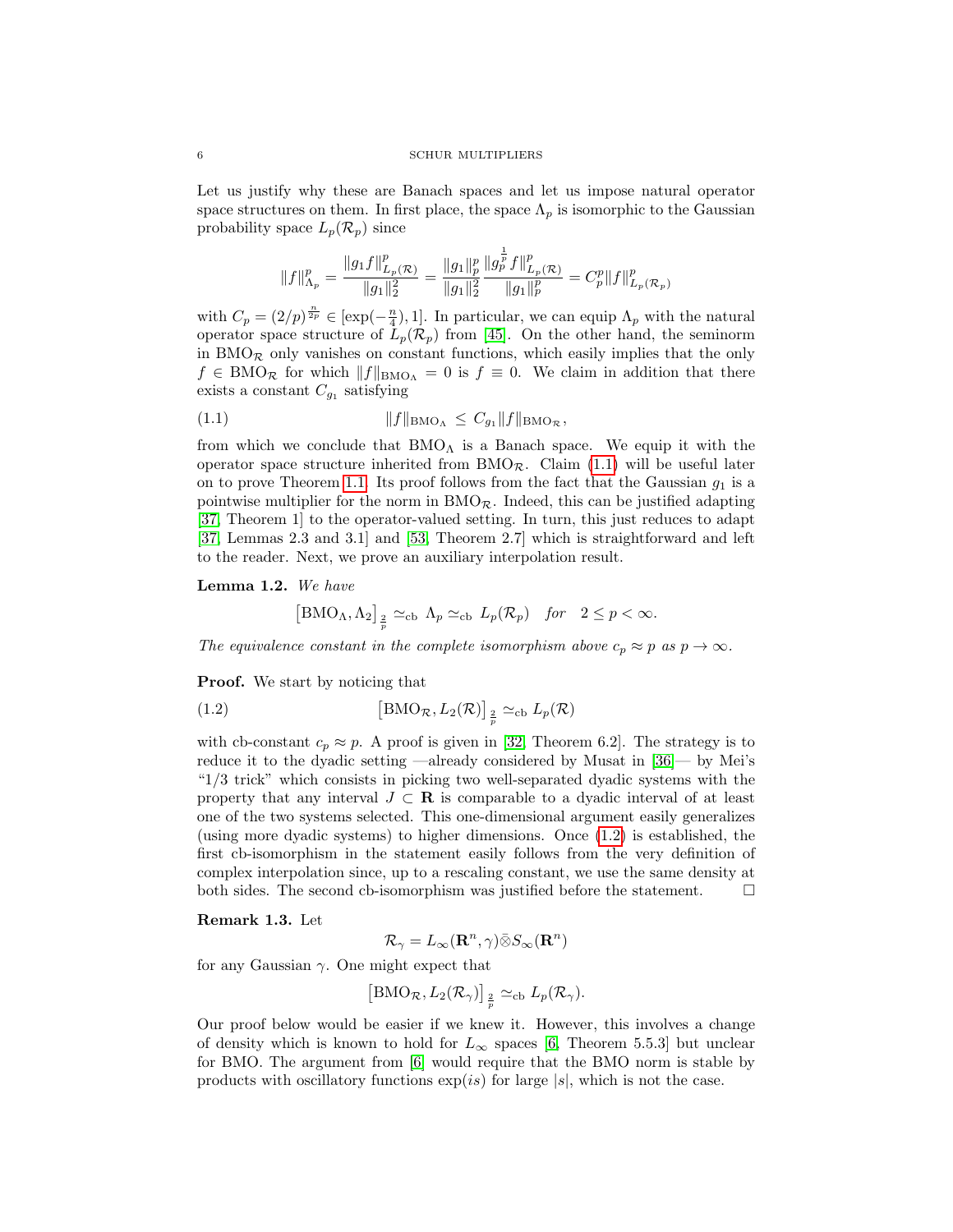Let us justify why these are Banach spaces and let us impose natural operator space structures on them. In first place, the space $\Lambda_p$ is isomorphic to the Gaussian probability space $L_p(\mathcal{R}_p)$ since

$$\|f\|_{\Lambda_p}^p = \frac{\|g_1 f\|_{L_p(\mathcal{R})}^p}{\|g_1\|_2^2} = \frac{\|g_1\|_p^p}{\|g_1\|_2^2} \frac{\|g_p^{\frac{1}{p}} f\|_{L_p(\mathcal{R})}^p}{\|g_1\|_p^p} = C_p^p \|f\|_{L_p(\mathcal{R}_p)}^p$$

with $C_p = (2/p)^{\frac{n}{2p}} \in [\exp(-\frac{n}{4}), 1]$. In particular, we can equip $\Lambda_p$ with the natural operator space structure of $L_p(\mathcal{R}_p)$ from [45]. On the other hand, the seminorm in $\mathrm{BMO}_\mathcal{R}$ only vanishes on constant functions, which easily implies that the only $f \in \mathrm{BMO}_\mathcal{R}$ for which $\|f\|_{\mathrm{BMO}_\Lambda} = 0$ is $f \equiv 0$. We claim in addition that there exists a constant $C_{g_1}$ satisfying

$$\|f\|_{\mathrm{BMO}_\Lambda} \leq C_{g_1} \|f\|_{\mathrm{BMO}_\mathcal{R}}, \tag{1.1}$$

from which we conclude that $\mathrm{BMO}_\Lambda$ is a Banach space. We equip it with the operator space structure inherited from $\mathrm{BMO}_\mathcal{R}$. Claim (1.1) will be useful later on to prove Theorem 1.1. Its proof follows from the fact that the Gaussian $g_1$ is a pointwise multiplier for the norm in $\mathrm{BMO}_\mathcal{R}$. Indeed, this can be justified adapting [37, Theorem 1] to the operator-valued setting. In turn, this just reduces to adapt [37, Lemmas 2.3 and 3.1] and [53, Theorem 2.7] which is straightforward and left to the reader. Next, we prove an auxiliary interpolation result.

**Lemma 1.2.** *We have*

$$\big[\mathrm{BMO}_\Lambda, \Lambda_2\big]_{\frac{2}{p}} \simeq_{\mathrm{cb}} \Lambda_p \simeq_{\mathrm{cb}} L_p(\mathcal{R}_p) \quad \textit{for} \quad 2 \leq p < \infty.$$

*The equivalence constant in the complete isomorphism above $c_p \approx p$ as $p \to \infty$.*

**Proof.** We start by noticing that

$$\big[\mathrm{BMO}_\mathcal{R}, L_2(\mathcal{R})\big]_{\frac{2}{p}} \simeq_{\mathrm{cb}} L_p(\mathcal{R}) \tag{1.2}$$

with cb-constant $c_p \approx p$. A proof is given in [32, Theorem 6.2]. The strategy is to reduce it to the dyadic setting —already considered by Musat in [36]— by Mei's "1/3 trick" which consists in picking two well-separated dyadic systems with the property that any interval $J \subset \mathbf{R}$ is comparable to a dyadic interval of at least one of the two systems selected. This one-dimensional argument easily generalizes (using more dyadic systems) to higher dimensions. Once (1.2) is established, the first cb-isomorphism in the statement easily follows from the very definition of complex interpolation since, up to a rescaling constant, we use the same density at both sides. The second cb-isomorphism was justified before the statement. $\square$

**Remark 1.3.** Let

$$\mathcal{R}_\gamma = L_\infty(\mathbf{R}^n, \gamma) \bar{\otimes} S_\infty(\mathbf{R}^n)$$

for any Gaussian $\gamma$. One might expect that

$$\big[\mathrm{BMO}_\mathcal{R}, L_2(\mathcal{R}_\gamma)\big]_{\frac{2}{p}} \simeq_{\mathrm{cb}} L_p(\mathcal{R}_\gamma).$$

Our proof below would be easier if we knew it. However, this involves a change of density which is known to hold for $L_\infty$ spaces [6, Theorem 5.5.3] but unclear for BMO. The argument from [6] would require that the BMO norm is stable by products with oscillatory functions $\exp(is)$ for large $|s|$, which is not the case.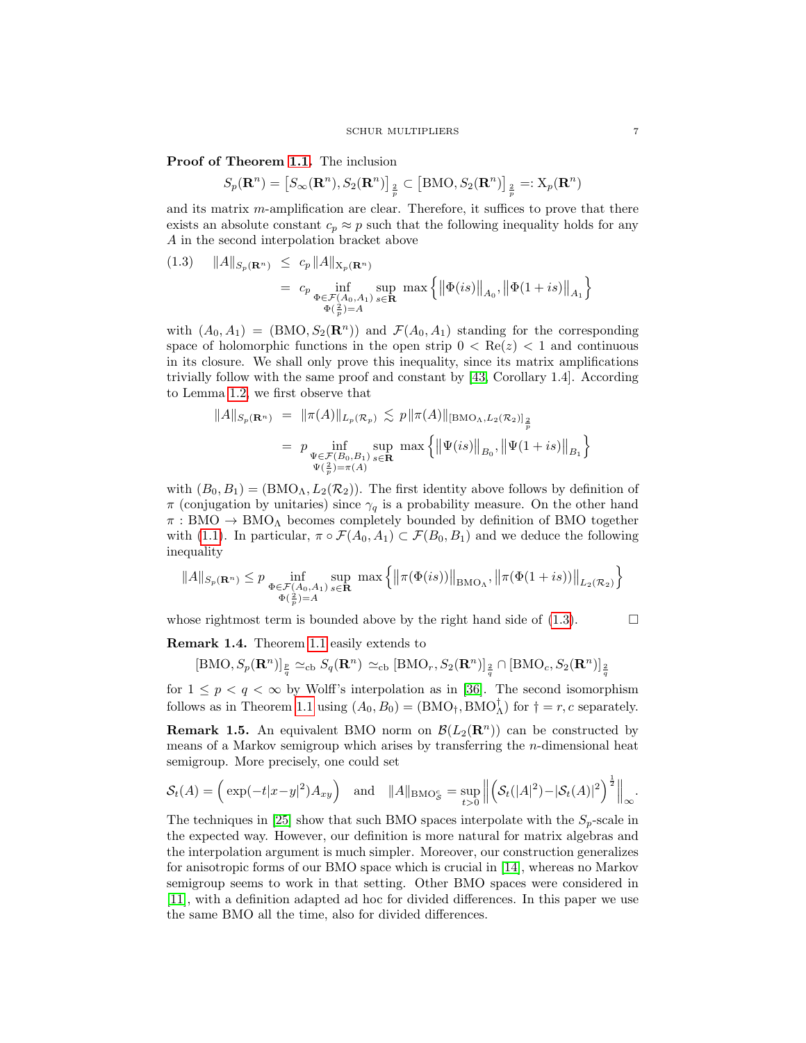**Proof of Theorem 1.1.** The inclusion

$$S_p(\mathbf{R}^n) = \big[S_\infty(\mathbf{R}^n), S_2(\mathbf{R}^n)\big]_{\frac{2}{p}} \subset \big[\mathrm{BMO}, S_2(\mathbf{R}^n)\big]_{\frac{2}{p}} =: \mathrm{X}_p(\mathbf{R}^n)$$

and its matrix $m$-amplification are clear. Therefore, it suffices to prove that there exists an absolute constant $c_p \approx p$ such that the following inequality holds for any $A$ in the second interpolation bracket above

$$(1.3) \qquad \begin{aligned} \|A\|_{S_p(\mathbf{R}^n)} &\le c_p \|A\|_{\mathrm{X}_p(\mathbf{R}^n)} \\ &= c_p \inf_{\substack{\Phi \in \mathcal{F}(A_0,A_1) \\ \Phi(\frac{2}{p}) = A}} \sup_{s \in \mathbf{R}} \max \Big\{ \big\|\Phi(is)\big\|_{A_0}, \big\|\Phi(1+is)\big\|_{A_1} \Big\} \end{aligned}$$

with $(A_0, A_1) = (\mathrm{BMO}, S_2(\mathbf{R}^n))$ and $\mathcal{F}(A_0, A_1)$ standing for the corresponding space of holomorphic functions in the open strip $0 < \mathrm{Re}(z) < 1$ and continuous in its closure. We shall only prove this inequality, since its matrix amplifications trivially follow with the same proof and constant by [43, Corollary 1.4]. According to Lemma 1.2, we first observe that

$$\begin{aligned} \|A\|_{S_p(\mathbf{R}^n)} &= \|\pi(A)\|_{L_p(\mathcal{R}_p)} \lesssim p \|\pi(A)\|_{[\mathrm{BMO}_\Lambda, L_2(\mathcal{R}_2)]_{\frac{2}{p}}} \\ &= p \inf_{\substack{\Psi \in \mathcal{F}(B_0,B_1) \\ \Psi(\frac{2}{p}) = \pi(A)}} \sup_{s \in \mathbf{R}} \max \Big\{ \big\|\Psi(is)\big\|_{B_0}, \big\|\Psi(1+is)\big\|_{B_1} \Big\} \end{aligned}$$

with $(B_0, B_1) = (\mathrm{BMO}_\Lambda, L_2(\mathcal{R}_2))$. The first identity above follows by definition of $\pi$ (conjugation by unitaries) since $\gamma_q$ is a probability measure. On the other hand $\pi : \mathrm{BMO} \to \mathrm{BMO}_\Lambda$ becomes completely bounded by definition of BMO together with (1.1). In particular, $\pi \circ \mathcal{F}(A_0, A_1) \subset \mathcal{F}(B_0, B_1)$ and we deduce the following inequality

$$\|A\|_{S_p(\mathbf{R}^n)} \le p \inf_{\substack{\Phi \in \mathcal{F}(A_0,A_1) \\ \Phi(\frac{2}{p}) = A}} \sup_{s \in \mathbf{R}} \max \Big\{ \big\|\pi(\Phi(is))\big\|_{\mathrm{BMO}_\Lambda}, \big\|\pi(\Phi(1+is))\big\|_{L_2(\mathcal{R}_2)} \Big\}$$

whose rightmost term is bounded above by the right hand side of (1.3). $\square$

**Remark 1.4.** Theorem 1.1 easily extends to

$$[\mathrm{BMO}, S_p(\mathbf{R}^n)]_{\frac{p}{q}} \simeq_{\mathrm{cb}} S_q(\mathbf{R}^n) \simeq_{\mathrm{cb}} [\mathrm{BMO}_r, S_2(\mathbf{R}^n)]_{\frac{2}{q}} \cap [\mathrm{BMO}_c, S_2(\mathbf{R}^n)]_{\frac{2}{q}}$$

for $1 \le p < q < \infty$ by Wolff's interpolation as in [36]. The second isomorphism follows as in Theorem 1.1 using $(A_0, B_0) = (\mathrm{BMO}_\dagger, \mathrm{BMO}_\Lambda^\dagger)$ for $\dagger = r, c$ separately.

**Remark 1.5.** An equivalent BMO norm on $\mathcal{B}(L_2(\mathbf{R}^n))$ can be constructed by means of a Markov semigroup which arises by transferring the $n$-dimensional heat semigroup. More precisely, one could set

$$\mathcal{S}_t(A) = \Big( \exp(-t|x-y|^2) A_{xy} \Big) \quad \text{and} \quad \|A\|_{\mathrm{BMO}_{\mathcal{S}}^c} = \sup_{t>0} \Big\| \Big( \mathcal{S}_t(|A|^2) - |\mathcal{S}_t(A)|^2 \Big)^{\frac{1}{2}} \Big\|_\infty.$$

The techniques in [25] show that such BMO spaces interpolate with the $S_p$-scale in the expected way. However, our definition is more natural for matrix algebras and the interpolation argument is much simpler. Moreover, our construction generalizes for anisotropic forms of our BMO space which is crucial in [14], whereas no Markov semigroup seems to work in that setting. Other BMO spaces were considered in [11], with a definition adapted ad hoc for divided differences. In this paper we use the same BMO all the time, also for divided differences.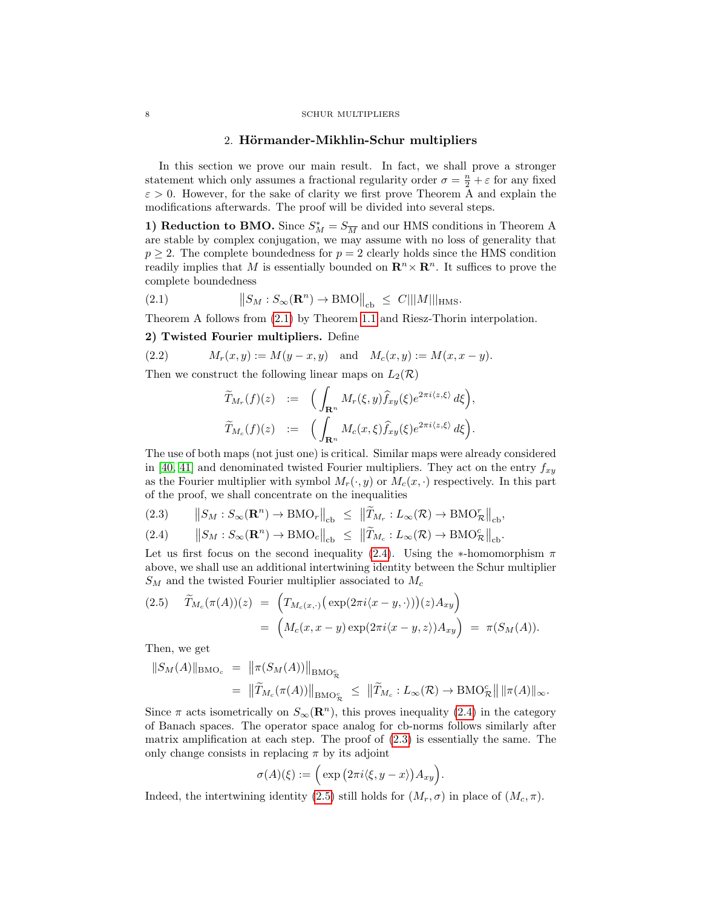## 2. Hörmander-Mikhlin-Schur multipliers

In this section we prove our main result. In fact, we shall prove a stronger statement which only assumes a fractional regularity order $\sigma = \frac{n}{2} + \varepsilon$ for any fixed $\varepsilon > 0$. However, for the sake of clarity we first prove Theorem A and explain the modifications afterwards. The proof will be divided into several steps.

**1) Reduction to BMO.** Since $S_M^* = S_{\overline{M}}$ and our HMS conditions in Theorem A are stable by complex conjugation, we may assume with no loss of generality that $p \geq 2$. The complete boundedness for $p = 2$ clearly holds since the HMS condition readily implies that $M$ is essentially bounded on $\mathbf{R}^n \times \mathbf{R}^n$. It suffices to prove the complete boundedness

$$\big\| S_M : S_\infty(\mathbf{R}^n) \to \mathrm{BMO} \big\|_{\mathrm{cb}} \ \leq \ C |||M|||_{\mathrm{HMS}}. \tag{2.1}$$

Theorem A follows from (2.1) by Theorem 1.1 and Riesz-Thorin interpolation.

**2) Twisted Fourier multipliers.** Define

$$M_r(x,y) := M(y-x,y) \quad \text{and} \quad M_c(x,y) := M(x, x-y). \tag{2.2}$$

Then we construct the following linear maps on $L_2(\mathcal{R})$

$$\begin{aligned} \widetilde{T}_{M_r}(f)(z) &:= \Big( \int_{\mathbf{R}^n} M_r(\xi, y) \widehat{f}_{xy}(\xi) e^{2\pi i \langle z, \xi \rangle} \, d\xi \Big), \\ \widetilde{T}_{M_c}(f)(z) &:= \Big( \int_{\mathbf{R}^n} M_c(x, \xi) \widehat{f}_{xy}(\xi) e^{2\pi i \langle z, \xi \rangle} \, d\xi \Big). \end{aligned}$$

The use of both maps (not just one) is critical. Similar maps were already considered in [40, 41] and denominated twisted Fourier multipliers. They act on the entry $f_{xy}$ as the Fourier multiplier with symbol $M_r(\cdot, y)$ or $M_c(x, \cdot)$ respectively. In this part of the proof, we shall concentrate on the inequalities

$$\big\| S_M : S_\infty(\mathbf{R}^n) \to \mathrm{BMO}_r \big\|_{\mathrm{cb}} \ \leq \ \big\| \widetilde{T}_{M_r} : L_\infty(\mathcal{R}) \to \mathrm{BMO}_{\mathcal{R}}^r \big\|_{\mathrm{cb}}, \tag{2.3}$$

$$\big\| S_M : S_\infty(\mathbf{R}^n) \to \mathrm{BMO}_c \big\|_{\mathrm{cb}} \ \leq \ \big\| \widetilde{T}_{M_c} : L_\infty(\mathcal{R}) \to \mathrm{BMO}_{\mathcal{R}}^c \big\|_{\mathrm{cb}}. \tag{2.4}$$

Let us first focus on the second inequality (2.4). Using the $*$-homomorphism $\pi$ above, we shall use an additional intertwining identity between the Schur multiplier $S_M$ and the twisted Fourier multiplier associated to $M_c$

$$\begin{aligned} \widetilde{T}_{M_c}(\pi(A))(z) &= \Big( T_{M_c(x,\cdot)} \big( \exp(2\pi i \langle x-y, \cdot \rangle) \big)(z) A_{xy} \Big) \\ &= \Big( M_c(x, x-y) \exp(2\pi i \langle x-y, z \rangle) A_{xy} \Big) \ = \ \pi(S_M(A)). \end{aligned} \tag{2.5}$$

Then, we get

$$\begin{aligned} \|S_M(A)\|_{\mathrm{BMO}_c} &= \big\| \pi(S_M(A)) \big\|_{\mathrm{BMO}_{\mathcal{R}}^c} \\ &= \big\| \widetilde{T}_{M_c}(\pi(A)) \big\|_{\mathrm{BMO}_{\mathcal{R}}^c} \ \leq \ \big\| \widetilde{T}_{M_c} : L_\infty(\mathcal{R}) \to \mathrm{BMO}_{\mathcal{R}}^c \big\| \, \|\pi(A)\|_\infty. \end{aligned}$$

Since $\pi$ acts isometrically on $S_\infty(\mathbf{R}^n)$, this proves inequality (2.4) in the category of Banach spaces. The operator space analog for cb-norms follows similarly after matrix amplification at each step. The proof of (2.3) is essentially the same. The only change consists in replacing $\pi$ by its adjoint

$$\sigma(A)(\xi) := \Big( \exp\big(2\pi i \langle \xi, y - x \rangle\big) A_{xy} \Big).$$

Indeed, the intertwining identity (2.5) still holds for $(M_r, \sigma)$ in place of $(M_c, \pi)$.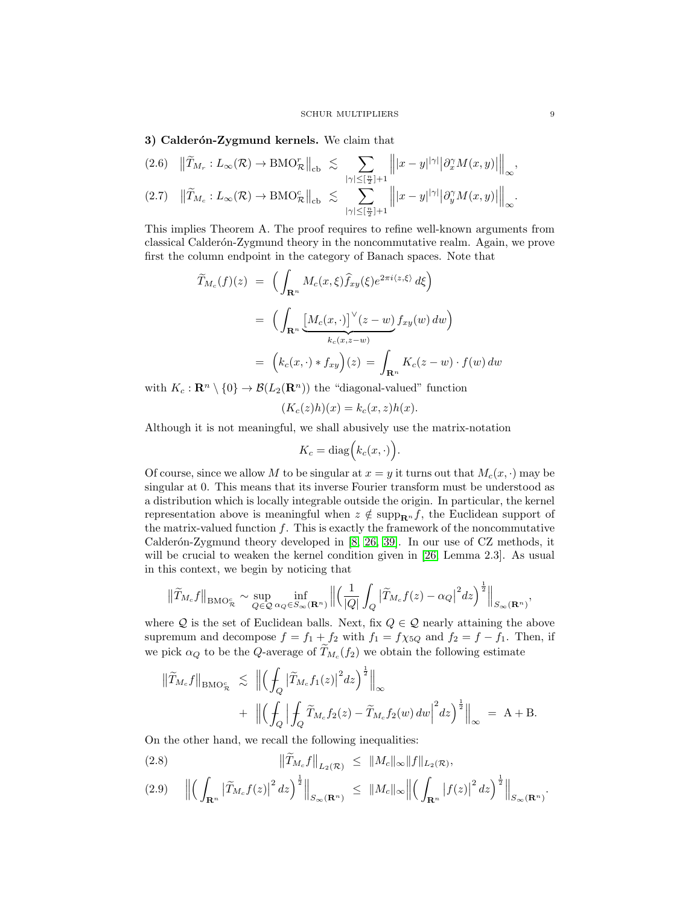**3) Calderón-Zygmund kernels.** We claim that

$$\big\| \widetilde{T}_{M_r} : L_\infty(\mathcal{R}) \to \mathrm{BMO}_\mathcal{R}^r \big\|_{\mathrm{cb}} \ \lesssim \sum_{|\gamma| \le [\frac{n}{2}]+1} \Big\| |x-y|^{|\gamma|} \big| \partial_x^\gamma M(x,y) \big| \Big\|_\infty, \tag{2.6}$$

$$\big\| \widetilde{T}_{M_c} : L_\infty(\mathcal{R}) \to \mathrm{BMO}_\mathcal{R}^c \big\|_{\mathrm{cb}} \ \lesssim \sum_{|\gamma| \le [\frac{n}{2}]+1} \Big\| |x-y|^{|\gamma|} \big| \partial_y^\gamma M(x,y) \big| \Big\|_\infty. \tag{2.7}$$

This implies Theorem A. The proof requires to refine well-known arguments from classical Calderón-Zygmund theory in the noncommutative realm. Again, we prove first the column endpoint in the category of Banach spaces. Note that

$$\begin{aligned}
\widetilde{T}_{M_c}(f)(z) &= \Big( \int_{\mathbf{R}^n} M_c(x,\xi) \widehat{f}_{xy}(\xi) e^{2\pi i \langle z, \xi \rangle} \, d\xi \Big) \\
&= \Big( \int_{\mathbf{R}^n} \underbrace{\big[ M_c(x,\cdot) \big]^\vee (z-w)}_{k_c(x,z-w)} f_{xy}(w) \, dw \Big) \\
&= \Big( k_c(x,\cdot) * f_{xy} \Big)(z) \ = \ \int_{\mathbf{R}^n} K_c(z-w) \cdot f(w) \, dw
\end{aligned}$$

with $K_c : \mathbf{R}^n \setminus \{0\} \to \mathcal{B}(L_2(\mathbf{R}^n))$ the "diagonal-valued" function

$$(K_c(z)h)(x) = k_c(x,z) h(x).$$

Although it is not meaningful, we shall abusively use the matrix-notation

$$K_c = \mathrm{diag}\Big( k_c(x,\cdot) \Big).$$

Of course, since we allow $M$ to be singular at $x = y$ it turns out that $M_c(x,\cdot)$ may be singular at 0. This means that its inverse Fourier transform must be understood as a distribution which is locally integrable outside the origin. In particular, the kernel representation above is meaningful when $z \notin \mathrm{supp}_{\mathbf{R}^n} f$, the Euclidean support of the matrix-valued function $f$. This is exactly the framework of the noncommutative Calderón-Zygmund theory developed in [8, 26, 39]. In our use of CZ methods, it will be crucial to weaken the kernel condition given in [26, Lemma 2.3]. As usual in this context, we begin by noticing that

$$\big\| \widetilde{T}_{M_c} f \big\|_{\mathrm{BMO}_\mathcal{R}^c} \sim \sup_{Q \in \mathcal{Q}} \inf_{\alpha_Q \in S_\infty(\mathbf{R}^n)} \Big\| \Big( \frac{1}{|Q|} \int_Q \big| \widetilde{T}_{M_c} f(z) - \alpha_Q \big|^2 dz \Big)^{\frac12} \Big\|_{S_\infty(\mathbf{R}^n)},$$

where $\mathcal{Q}$ is the set of Euclidean balls. Next, fix $Q \in \mathcal{Q}$ nearly attaining the above supremum and decompose $f = f_1 + f_2$ with $f_1 = f \chi_{5Q}$ and $f_2 = f - f_1$. Then, if we pick $\alpha_Q$ to be the $Q$-average of $\widetilde{T}_{M_c}(f_2)$ we obtain the following estimate

$$\begin{aligned}
\big\| \widetilde{T}_{M_c} f \big\|_{\mathrm{BMO}_\mathcal{R}^c} &\lesssim \Big\| \Big( {\textstyle -\!\!\!\!\!\!\int_Q} \big| \widetilde{T}_{M_c} f_1(z) \big|^2 dz \Big)^{\frac12} \Big\|_\infty \\
&+ \ \Big\| \Big( {\textstyle -\!\!\!\!\!\!\int_Q} \Big| {\textstyle -\!\!\!\!\!\!\int_Q} \widetilde{T}_{M_c} f_2(z) - \widetilde{T}_{M_c} f_2(w) \, dw \Big|^2 dz \Big)^{\frac12} \Big\|_\infty \ = \ \mathrm{A} + \mathrm{B}.
\end{aligned}$$

On the other hand, we recall the following inequalities:

$$\big\| \widetilde{T}_{M_c} f \big\|_{L_2(\mathcal{R})} \ \le \ \|M_c\|_\infty \|f\|_{L_2(\mathcal{R})}, \tag{2.8}$$

$$\Big\| \Big( \int_{\mathbf{R}^n} \big| \widetilde{T}_{M_c} f(z) \big|^2 dz \Big)^{\frac12} \Big\|_{S_\infty(\mathbf{R}^n)} \ \le \ \|M_c\|_\infty \Big\| \Big( \int_{\mathbf{R}^n} \big| f(z) \big|^2 dz \Big)^{\frac12} \Big\|_{S_\infty(\mathbf{R}^n)}. \tag{2.9}$$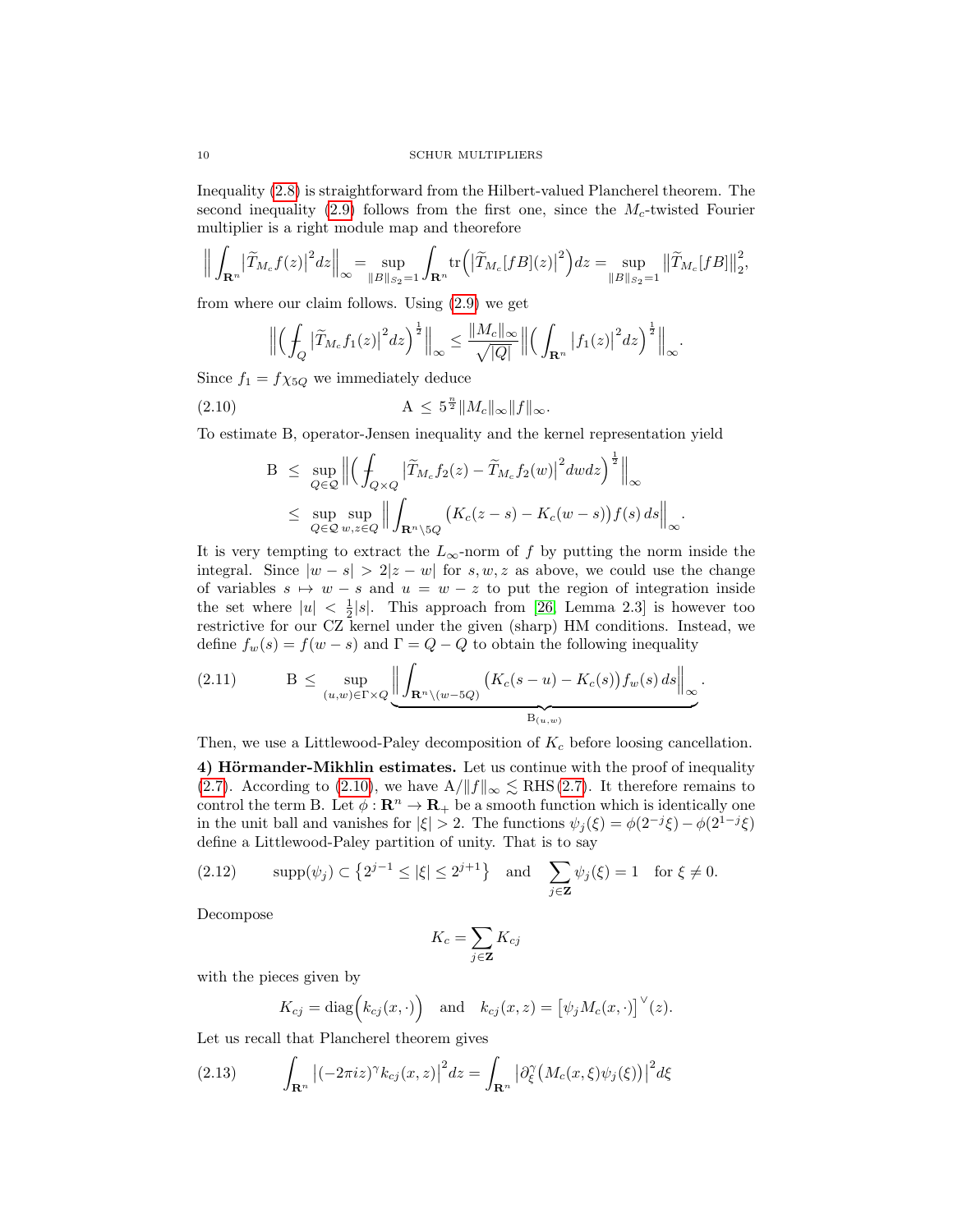Inequality (2.8) is straightforward from the Hilbert-valued Plancherel theorem. The second inequality (2.9) follows from the first one, since the $M_c$-twisted Fourier multiplier is a right module map and theorefore

$$\Big\| \int_{\mathbf{R}^n} \big|\widetilde{T}_{M_c} f(z)\big|^2 dz \Big\|_\infty = \sup_{\|B\|_{S_2}=1} \int_{\mathbf{R}^n} \mathrm{tr}\Big( \big|\widetilde{T}_{M_c}[fB](z)\big|^2 \Big) dz = \sup_{\|B\|_{S_2}=1} \big\| \widetilde{T}_{M_c}[fB] \big\|_2^2,$$

from where our claim follows. Using (2.9) we get

$$\Big\| \Big( \fint_Q \big|\widetilde{T}_{M_c} f_1(z)\big|^2 dz \Big)^{\frac12} \Big\|_\infty \le \frac{\|M_c\|_\infty}{\sqrt{|Q|}} \Big\| \Big( \int_{\mathbf{R}^n} \big|f_1(z)\big|^2 dz \Big)^{\frac12} \Big\|_\infty.$$

Since $f_1 = f\chi_{5Q}$ we immediately deduce

$$\mathrm{A} \le 5^{\frac{n}{2}} \|M_c\|_\infty \|f\|_\infty. \tag{2.10}$$

To estimate B, operator-Jensen inequality and the kernel representation yield

$$\begin{aligned} \mathrm{B} \ &\le \ \sup_{Q \in \mathcal{Q}} \Big\| \Big( \fint_{Q\times Q} \big|\widetilde{T}_{M_c} f_2(z) - \widetilde{T}_{M_c} f_2(w)\big|^2 dw dz \Big)^{\frac12} \Big\|_\infty \\ &\le \ \sup_{Q \in \mathcal{Q}} \sup_{w,z \in Q} \Big\| \int_{\mathbf{R}^n \setminus 5Q} \big( K_c(z-s) - K_c(w-s) \big) f(s)\, ds \Big\|_\infty. \end{aligned}$$

It is very tempting to extract the $L_\infty$-norm of $f$ by putting the norm inside the integral. Since $|w-s| > 2|z-w|$ for $s,w,z$ as above, we could use the change of variables $s \mapsto w-s$ and $u = w-z$ to put the region of integration inside the set where $|u| < \frac12 |s|$. This approach from [26, Lemma 2.3] is however too restrictive for our CZ kernel under the given (sharp) HM conditions. Instead, we define $f_w(s) = f(w-s)$ and $\Gamma = Q - Q$ to obtain the following inequality

$$\mathrm{B} \le \sup_{(u,w) \in \Gamma \times Q} \underbrace{\Big\| \int_{\mathbf{R}^n \setminus (w-5Q)} \big( K_c(s-u) - K_c(s) \big) f_w(s)\, ds \Big\|_\infty}_{\mathrm{B}_{(u,w)}}. \tag{2.11}$$

Then, we use a Littlewood-Paley decomposition of $K_c$ before loosing cancellation.

**4) Hörmander-Mikhlin estimates.** Let us continue with the proof of inequality (2.7). According to (2.10), we have $\mathrm{A}/\|f\|_\infty \lesssim \mathrm{RHS}\,(2.7)$. It therefore remains to control the term B. Let $\phi : \mathbf{R}^n \to \mathbf{R}_+$ be a smooth function which is identically one in the unit ball and vanishes for $|\xi| > 2$. The functions $\psi_j(\xi) = \phi(2^{-j}\xi) - \phi(2^{1-j}\xi)$ define a Littlewood-Paley partition of unity. That is to say

$$\mathrm{supp}(\psi_j) \subset \big\{ 2^{j-1} \le |\xi| \le 2^{j+1} \big\} \quad \text{and} \quad \sum_{j \in \mathbf{Z}} \psi_j(\xi) = 1 \quad \text{for } \xi \neq 0. \tag{2.12}$$

Decompose

$$K_c = \sum_{j \in \mathbf{Z}} K_{cj}$$

with the pieces given by

$$K_{cj} = \mathrm{diag}\Big( k_{cj}(x,\cdot) \Big) \quad \text{and} \quad k_{cj}(x,z) = \big[ \psi_j M_c(x,\cdot) \big]^\vee (z).$$

Let us recall that Plancherel theorem gives

$$\int_{\mathbf{R}^n} \big| (-2\pi i z)^\gamma k_{cj}(x,z) \big|^2 dz = \int_{\mathbf{R}^n} \big| \partial_\xi^\gamma \big( M_c(x,\xi)\psi_j(\xi) \big) \big|^2 d\xi \tag{2.13}$$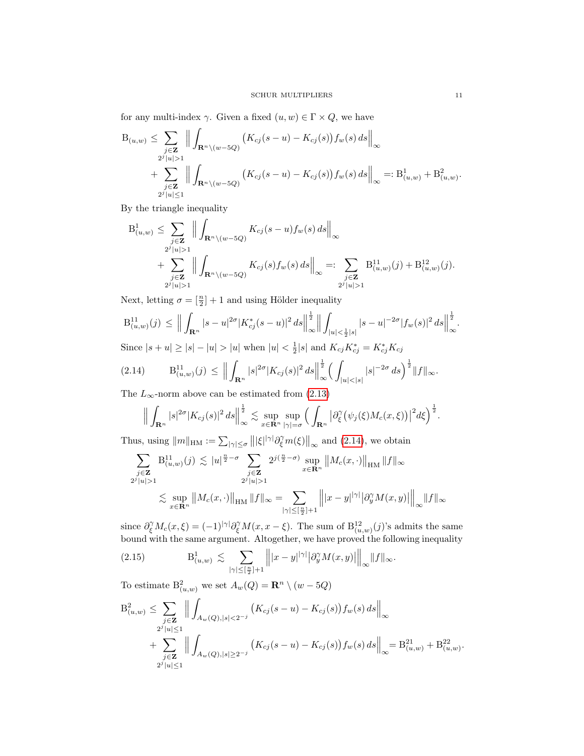for any multi-index $\gamma$. Given a fixed $(u,w) \in \Gamma \times Q$, we have

$$
\begin{aligned}
\mathrm{B}_{(u,w)} \leq & \sum_{\substack{j\in\mathbf{Z} \\ 2^j|u|>1}} \Big\| \int_{\mathbf{R}^n \setminus (w-5Q)} \big(K_{cj}(s-u) - K_{cj}(s)\big) f_w(s)\, ds \Big\|_\infty \\
& + \sum_{\substack{j\in\mathbf{Z} \\ 2^j|u|\leq 1}} \Big\| \int_{\mathbf{R}^n \setminus (w-5Q)} \big(K_{cj}(s-u) - K_{cj}(s)\big) f_w(s)\, ds \Big\|_\infty =: \mathrm{B}^1_{(u,w)} + \mathrm{B}^2_{(u,w)}.
\end{aligned}
$$

By the triangle inequality

$$
\begin{aligned}
\mathrm{B}^1_{(u,w)} \leq & \sum_{\substack{j\in\mathbf{Z} \\ 2^j|u|>1}} \Big\| \int_{\mathbf{R}^n \setminus (w-5Q)} K_{cj}(s-u) f_w(s)\, ds \Big\|_\infty \\
& + \sum_{\substack{j\in\mathbf{Z} \\ 2^j|u|>1}} \Big\| \int_{\mathbf{R}^n \setminus (w-5Q)} K_{cj}(s) f_w(s)\, ds \Big\|_\infty =: \sum_{\substack{j\in\mathbf{Z} \\ 2^j|u|>1}} \mathrm{B}^{11}_{(u,w)}(j) + \mathrm{B}^{12}_{(u,w)}(j).
\end{aligned}
$$

Next, letting $\sigma = [\frac{n}{2}] + 1$ and using Hölder inequality

$$
\mathrm{B}^{11}_{(u,w)}(j) \leq \Big\| \int_{\mathbf{R}^n} |s-u|^{2\sigma} |K^*_{cj}(s-u)|^2\, ds \Big\|_\infty^{\frac12} \Big\| \int_{|u|<\frac12|s|} |s-u|^{-2\sigma} |f_w(s)|^2\, ds \Big\|_\infty^{\frac12}.
$$

Since $|s+u| \geq |s| - |u| > |u|$ when $|u| < \frac12 |s|$ and $K_{cj}K^*_{cj} = K^*_{cj}K_{cj}$

$$
\mathrm{B}^{11}_{(u,w)}(j) \leq \Big\| \int_{\mathbf{R}^n} |s|^{2\sigma} |K_{cj}(s)|^2\, ds \Big\|_\infty^{\frac12} \Big( \int_{|u|<|s|} |s|^{-2\sigma}\, ds \Big)^{\frac12} \|f\|_\infty. \tag{2.14}
$$

The $L_\infty$-norm above can be estimated from (2.13)

$$
\Big\| \int_{\mathbf{R}^n} |s|^{2\sigma} |K_{cj}(s)|^2\, ds \Big\|_\infty^{\frac12} \lesssim \sup_{x\in\mathbf{R}^n} \sup_{|\gamma|=\sigma} \Big( \int_{\mathbf{R}^n} \big|\partial_\xi^\gamma \big(\psi_j(\xi) M_c(x,\xi)\big)\big|^2 d\xi \Big)^{\frac12}.
$$

Thus, using $\|m\|_{\mathrm{HM}} := \sum_{|\gamma|\leq\sigma} \big\| |\xi|^{|\gamma|} \partial_\xi^\gamma m(\xi) \big\|_\infty$ and (2.14), we obtain

$$
\begin{aligned}
\sum_{\substack{j\in\mathbf{Z} \\ 2^j|u|>1}} \mathrm{B}^{11}_{(u,w)}(j) & \lesssim |u|^{\frac{n}{2}-\sigma} \sum_{\substack{j\in\mathbf{Z} \\ 2^j|u|>1}} 2^{j(\frac{n}{2}-\sigma)} \sup_{x\in\mathbf{R}^n} \big\| M_c(x,\cdot) \big\|_{\mathrm{HM}} \|f\|_\infty \\
& \lesssim \sup_{x\in\mathbf{R}^n} \big\| M_c(x,\cdot) \big\|_{\mathrm{HM}} \|f\|_\infty = \sum_{|\gamma|\leq[\frac{n}{2}]+1} \Big\| |x-y|^{|\gamma|} \big|\partial_y^\gamma M(x,y)\big| \Big\|_\infty \|f\|_\infty
\end{aligned}
$$

since $\partial_\xi^\gamma M_c(x,\xi) = (-1)^{|\gamma|} \partial_\xi^\gamma M(x, x-\xi)$. The sum of $\mathrm{B}^{12}_{(u,w)}(j)$'s admits the same bound with the same argument. Altogether, we have proved the following inequality

$$
\mathrm{B}^1_{(u,w)} \lesssim \sum_{|\gamma|\leq[\frac{n}{2}]+1} \Big\| |x-y|^{|\gamma|} \big|\partial_y^\gamma M(x,y)\big| \Big\|_\infty \|f\|_\infty. \tag{2.15}
$$

To estimate $\mathrm{B}^2_{(u,w)}$ we set $A_w(Q) = \mathbf{R}^n \setminus (w-5Q)$

$$
\begin{aligned}
\mathrm{B}^2_{(u,w)} \leq & \sum_{\substack{j\in\mathbf{Z} \\ 2^j|u|\leq 1}} \Big\| \int_{A_w(Q), |s|<2^{-j}} \big(K_{cj}(s-u) - K_{cj}(s)\big) f_w(s)\, ds \Big\|_\infty \\
& + \sum_{\substack{j\in\mathbf{Z} \\ 2^j|u|\leq 1}} \Big\| \int_{A_w(Q), |s|\geq 2^{-j}} \big(K_{cj}(s-u) - K_{cj}(s)\big) f_w(s)\, ds \Big\|_\infty = \mathrm{B}^{21}_{(u,w)} + \mathrm{B}^{22}_{(u,w)}.
\end{aligned}
$$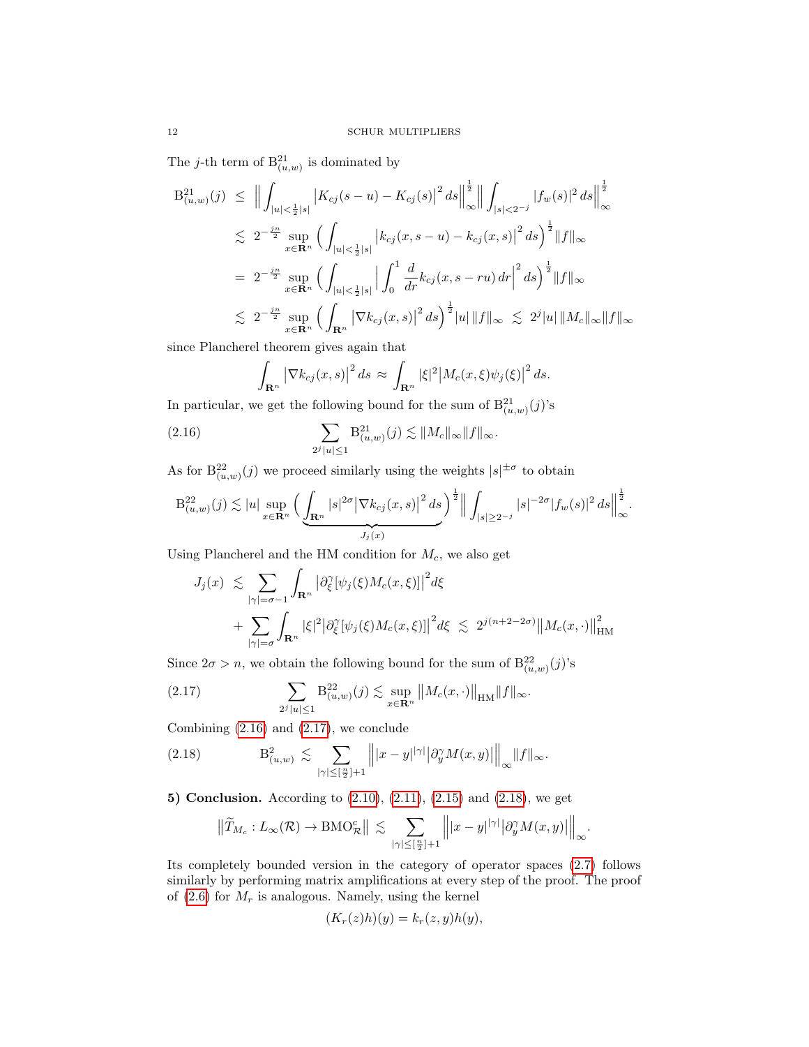The $j$-th term of $\mathrm{B}^{21}_{(u,w)}$ is dominated by

$$
\begin{aligned}
\mathrm{B}^{21}_{(u,w)}(j) \ &\le \ \Big\| \int_{|u|<\frac12|s|} \big| K_{cj}(s-u) - K_{cj}(s)\big|^2 \, ds \Big\|_\infty^{\frac12} \Big\| \int_{|s|<2^{-j}} |f_w(s)|^2 \, ds \Big\|_\infty^{\frac12} \\
&\lesssim \ 2^{-\frac{jn}{2}} \sup_{x\in\mathbf{R}^n} \Big( \int_{|u|<\frac12|s|} \big| k_{cj}(x,s-u) - k_{cj}(x,s)\big|^2 \, ds\Big)^{\frac12} \|f\|_\infty \\
&= \ 2^{-\frac{jn}{2}} \sup_{x\in\mathbf{R}^n} \Big( \int_{|u|<\frac12|s|} \Big| \int_0^1 \frac{d}{dr} k_{cj}(x,s-ru) \, dr\Big|^2 \, ds\Big)^{\frac12} \|f\|_\infty \\
&\lesssim \ 2^{-\frac{jn}{2}} \sup_{x\in\mathbf{R}^n} \Big( \int_{\mathbf{R}^n} \big| \nabla k_{cj}(x,s)\big|^2 \, ds\Big)^{\frac12} |u| \, \|f\|_\infty \ \lesssim \ 2^j |u| \, \|M_c\|_\infty \|f\|_\infty
\end{aligned}
$$

since Plancherel theorem gives again that

$$
\int_{\mathbf{R}^n} \big| \nabla k_{cj}(x,s)\big|^2 \, ds \ \approx \ \int_{\mathbf{R}^n} |\xi|^2 \big| M_c(x,\xi)\psi_j(\xi)\big|^2 \, ds.
$$

In particular, we get the following bound for the sum of $\mathrm{B}^{21}_{(u,w)}(j)$'s

$$
\sum_{2^j|u|\le 1} \mathrm{B}^{21}_{(u,w)}(j) \lesssim \|M_c\|_\infty \|f\|_\infty. \tag{2.16}
$$

As for $\mathrm{B}^{22}_{(u,w)}(j)$ we proceed similarly using the weights $|s|^{\pm\sigma}$ to obtain

$$
\mathrm{B}^{22}_{(u,w)}(j) \lesssim |u| \sup_{x\in\mathbf{R}^n} \Big( \underbrace{\int_{\mathbf{R}^n} |s|^{2\sigma} \big| \nabla k_{cj}(x,s)\big|^2 \, ds}_{J_j(x)} \Big)^{\frac12} \Big\| \int_{|s|\ge 2^{-j}} |s|^{-2\sigma} |f_w(s)|^2 \, ds \Big\|_\infty^{\frac12}.
$$

Using Plancherel and the HM condition for $M_c$, we also get

$$
\begin{aligned}
J_j(x) \ &\lesssim \ \sum_{|\gamma|=\sigma-1} \int_{\mathbf{R}^n} \big| \partial_\xi^\gamma [\psi_j(\xi) M_c(x,\xi)]\big|^2 d\xi \\
&+ \sum_{|\gamma|=\sigma} \int_{\mathbf{R}^n} |\xi|^2 \big| \partial_\xi^\gamma [\psi_j(\xi) M_c(x,\xi)]\big|^2 d\xi \ \lesssim \ 2^{j(n+2-2\sigma)} \big\| M_c(x,\cdot)\big\|_{\mathrm{HM}}^2
\end{aligned}
$$

Since $2\sigma > n$, we obtain the following bound for the sum of $\mathrm{B}^{22}_{(u,w)}(j)$'s

$$
\sum_{2^j|u|\le 1} \mathrm{B}^{22}_{(u,w)}(j) \lesssim \sup_{x\in\mathbf{R}^n} \big\| M_c(x,\cdot)\big\|_{\mathrm{HM}} \|f\|_\infty. \tag{2.17}
$$

Combining (2.16) and (2.17), we conclude

$$
\mathrm{B}^2_{(u,w)} \ \lesssim \ \sum_{|\gamma|\le[\frac n2]+1} \Big\| |x-y|^{|\gamma|} \big| \partial_y^\gamma M(x,y)\big| \Big\|_\infty \|f\|_\infty. \tag{2.18}
$$

**5) Conclusion.** According to (2.10), (2.11), (2.15) and (2.18), we get

$$
\big\| \widetilde{T}_{M_c} : L_\infty(\mathcal{R}) \to \mathrm{BMO}_{\mathcal{R}}^c \big\| \ \lesssim \ \sum_{|\gamma|\le[\frac n2]+1} \Big\| |x-y|^{|\gamma|} \big| \partial_y^\gamma M(x,y)\big| \Big\|_\infty.
$$

Its completely bounded version in the category of operator spaces (2.7) follows similarly by performing matrix amplifications at every step of the proof. The proof of (2.6) for $M_r$ is analogous. Namely, using the kernel

$$
(K_r(z)h)(y) = k_r(z,y)h(y),
$$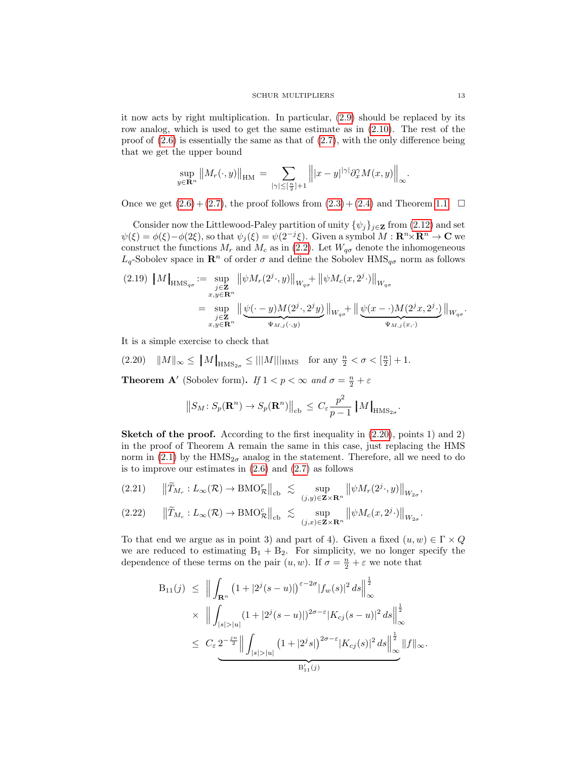it now acts by right multiplication. In particular, (2.9) should be replaced by its row analog, which is used to get the same estimate as in (2.10). The rest of the proof of (2.6) is essentially the same as that of (2.7), with the only difference being that we get the upper bound

$$\sup_{y\in\mathbf{R}^n} \big\|M_r(\cdot,y)\big\|_{\mathrm{HM}} = \sum_{|\gamma|\le[\frac{n}{2}]+1} \Big\||x-y|^{|\gamma|}\partial_x^\gamma M(x,y)\Big\|_\infty.$$

Once we get (2.6) + (2.7), the proof follows from (2.3) + (2.4) and Theorem 1.1. $\square$

Consider now the Littlewood-Paley partition of unity $\{\psi_j\}_{j\in\mathbf{Z}}$ from (2.12) and set $\psi(\xi)=\phi(\xi)-\phi(2\xi)$, so that $\psi_j(\xi)=\psi(2^{-j}\xi)$. Given a symbol $M:\mathbf{R}^n\times\mathbf{R}^n\to\mathbf{C}$ we construct the functions $M_r$ and $M_c$ as in (2.2). Let $W_{q\sigma}$ denote the inhomogeneous $L_q$-Sobolev space in $\mathbf{R}^n$ of order $\sigma$ and define the Sobolev $\mathrm{HMS}_{q\sigma}$ norm as follows

$$\begin{aligned}(2.19)\quad \big\lfloor M\big\rceil_{\mathrm{HMS}_{q\sigma}} &:= \sup_{\substack{j\in\mathbf{Z}\\ x,y\in\mathbf{R}^n}} \big\|\psi M_r(2^j\cdot,y)\big\|_{W_{q\sigma}} + \big\|\psi M_c(x,2^j\cdot)\big\|_{W_{q\sigma}} \\ &= \sup_{\substack{j\in\mathbf{Z}\\ x,y\in\mathbf{R}^n}} \big\|\underbrace{\psi(\cdot-y)M(2^j\cdot,2^jy)}_{\Psi_{M,j}(\cdot,y)}\big\|_{W_{q\sigma}} + \big\|\underbrace{\psi(x-\cdot)M(2^jx,2^j\cdot)}_{\Psi_{M,j}(x,\cdot)}\big\|_{W_{q\sigma}}.\end{aligned}$$

It is a simple exercise to check that

$$(2.20)\quad \|M\|_\infty \le \big\lfloor M\big\rceil_{\mathrm{HMS}_{2\sigma}} \le |||M|||_{\mathrm{HMS}} \quad \text{for any } \tfrac{n}{2}<\sigma<[\tfrac{n}{2}]+1.$$

**Theorem A′** (Sobolev form)**.** *If $1<p<\infty$ and $\sigma=\frac{n}{2}+\varepsilon$*

$$\big\|S_M\colon S_p(\mathbf{R}^n)\to S_p(\mathbf{R}^n)\big\|_{\mathrm{cb}} \le C_\varepsilon \frac{p^2}{p-1}\big\lfloor M\big\rceil_{\mathrm{HMS}_{2\sigma}}.$$

**Sketch of the proof.** According to the first inequality in (2.20), points 1) and 2) in the proof of Theorem A remain the same in this case, just replacing the HMS norm in (2.1) by the $\mathrm{HMS}_{2\sigma}$ analog in the statement. Therefore, all we need to do is to improve our estimates in (2.6) and (2.7) as follows

$$(2.21)\quad \big\|\widetilde{T}_{M_r}:L_\infty(\mathcal{R})\to \mathrm{BMO}_{\mathcal{R}}^r\big\|_{\mathrm{cb}} \lesssim \sup_{(j,y)\in\mathbf{Z}\times\mathbf{R}^n} \big\|\psi M_r(2^j\cdot,y)\big\|_{W_{2\sigma}},$$

$$(2.22)\quad \big\|\widetilde{T}_{M_c}:L_\infty(\mathcal{R})\to \mathrm{BMO}_{\mathcal{R}}^c\big\|_{\mathrm{cb}} \lesssim \sup_{(j,x)\in\mathbf{Z}\times\mathbf{R}^n} \big\|\psi M_c(x,2^j\cdot)\big\|_{W_{2\sigma}}.$$

To that end we argue as in point 3) and part of 4). Given a fixed $(u,w)\in\Gamma\times Q$ we are reduced to estimating $\mathrm{B}_1+\mathrm{B}_2$. For simplicity, we no longer specify the dependence of these terms on the pair $(u,w)$. If $\sigma=\frac{n}{2}+\varepsilon$ we note that

$$\begin{aligned}\mathrm{B}_{11}(j) &\le \Big\|\int_{\mathbf{R}^n}\big(1+|2^j(s-u)|\big)^{\varepsilon-2\sigma}|f_w(s)|^2\,ds\Big\|_\infty^{\frac12} \\ &\quad\times \Big\|\int_{|s|>|u|}(1+|2^j(s-u)|)^{2\sigma-\varepsilon}|K_{cj}(s-u)|^2\,ds\Big\|_\infty^{\frac12} \\ &\le \underbrace{C_\varepsilon\, 2^{-\frac{jn}{2}}\Big\|\int_{|s|>|u|}\big(1+|2^js|\big)^{2\sigma-\varepsilon}|K_{cj}(s)|^2\,ds\Big\|_\infty^{\frac12}}_{\mathrm{B}_{11}'(j)}\|f\|_\infty.\end{aligned}$$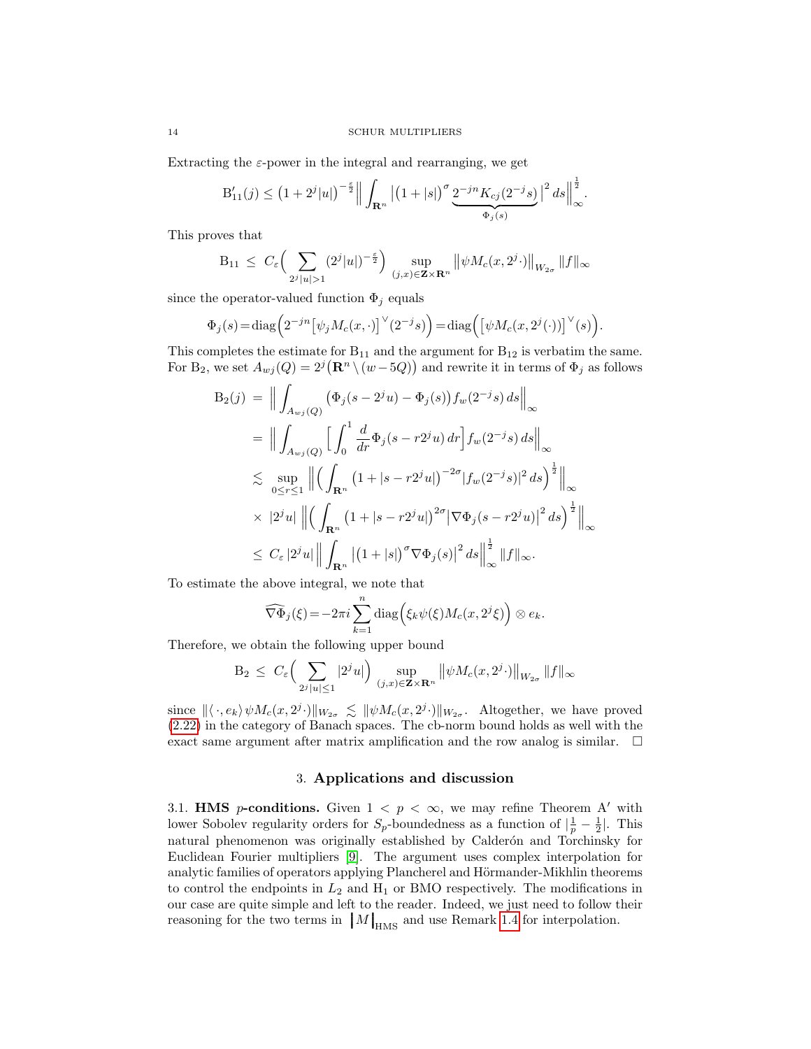Extracting the $\varepsilon$-power in the integral and rearranging, we get

$$\mathrm{B}_{11}'(j) \le \big(1+2^j|u|\big)^{-\frac{\varepsilon}{2}} \Big\| \int_{\mathbf{R}^n} \big|\big(1+|s|\big)^{\sigma} \underbrace{2^{-jn} K_{cj}(2^{-j}s)}_{\Phi_j(s)} \big|^2 \, ds \Big\|_\infty^{\frac12}.$$

This proves that

$$\mathrm{B}_{11} \ \le \ C_\varepsilon \Big( \sum_{2^j|u|>1} (2^j|u|)^{-\frac{\varepsilon}{2}} \Big) \sup_{(j,x)\in \mathbf{Z}\times\mathbf{R}^n} \big\| \psi M_c(x, 2^j \cdot) \big\|_{W_{2\sigma}} \|f\|_\infty$$

since the operator-valued function $\Phi_j$ equals

$$\Phi_j(s) = \mathrm{diag}\Big( 2^{-jn} \big[ \psi_j M_c(x,\cdot)\big]^\vee (2^{-j}s)\Big) = \mathrm{diag}\Big( \big[\psi M_c(x, 2^j(\cdot))\big]^\vee(s)\Big).$$

This completes the estimate for $\mathrm{B}_{11}$ and the argument for $\mathrm{B}_{12}$ is verbatim the same. For $\mathrm{B}_2$, we set $A_{wj}(Q) = 2^j\big(\mathbf{R}^n \setminus (w-5Q)\big)$ and rewrite it in terms of $\Phi_j$ as follows

$$\begin{aligned}
\mathrm{B}_2(j) \ &= \ \Big\| \int_{A_{wj}(Q)} \big( \Phi_j(s-2^ju) - \Phi_j(s)\big) f_w(2^{-j}s)\, ds \Big\|_\infty \\
&= \ \Big\| \int_{A_{wj}(Q)} \Big[ \int_0^1 \frac{d}{dr} \Phi_j(s - r2^ju)\, dr \Big] f_w(2^{-j}s)\, ds \Big\|_\infty \\
&\lesssim \ \sup_{0\le r\le 1} \Big\| \Big( \int_{\mathbf{R}^n} \big(1+|s-r2^ju|\big)^{-2\sigma} |f_w(2^{-j}s)|^2 \, ds \Big)^{\frac12} \Big\|_\infty \\
&\times \ |2^ju| \ \Big\| \Big( \int_{\mathbf{R}^n} \big(1+|s-r2^ju|\big)^{2\sigma} \big|\nabla \Phi_j(s-r2^ju)\big|^2 \, ds \Big)^{\frac12} \Big\|_\infty \\
&\le \ C_\varepsilon \, |2^ju| \, \Big\| \int_{\mathbf{R}^n} \big|\big(1+|s|\big)^{\sigma} \nabla \Phi_j(s)\big|^2 \, ds \Big\|_\infty^{\frac12} \|f\|_\infty.
\end{aligned}$$

To estimate the above integral, we note that

$$\widehat{\nabla \Phi_j}(\xi) = -2\pi i \sum_{k=1}^n \mathrm{diag}\Big( \xi_k \psi(\xi) M_c(x, 2^j \xi)\Big) \otimes e_k.$$

Therefore, we obtain the following upper bound

$$\mathrm{B}_2 \ \le \ C_\varepsilon \Big( \sum_{2^j|u|\le 1} |2^ju| \Big) \sup_{(j,x)\in\mathbf{Z}\times\mathbf{R}^n} \big\| \psi M_c(x, 2^j\cdot)\big\|_{W_{2\sigma}} \|f\|_\infty$$

since $\|\langle \cdot, e_k\rangle \, \psi M_c(x, 2^j\cdot)\|_{W_{2\sigma}} \lesssim \|\psi M_c(x,2^j\cdot)\|_{W_{2\sigma}}$. Altogether, we have proved (2.22) in the category of Banach spaces. The cb-norm bound holds as well with the exact same argument after matrix amplification and the row analog is similar. $\square$

## 3. **Applications and discussion**

3.1. **HMS $p$-conditions.** Given $1 < p < \infty$, we may refine Theorem A$'$ with lower Sobolev regularity orders for $S_p$-boundedness as a function of $|\frac1p - \frac12|$. This natural phenomenon was originally established by Calderón and Torchinsky for Euclidean Fourier multipliers [9]. The argument uses complex interpolation for analytic families of operators applying Plancherel and Hörmander-Mikhlin theorems to control the endpoints in $L_2$ and $\mathrm{H}_1$ or BMO respectively. The modifications in our case are quite simple and left to the reader. Indeed, we just need to follow their reasoning for the two terms in $\big| M \big|_{\mathrm{HMS}}$ and use Remark 1.4 for interpolation.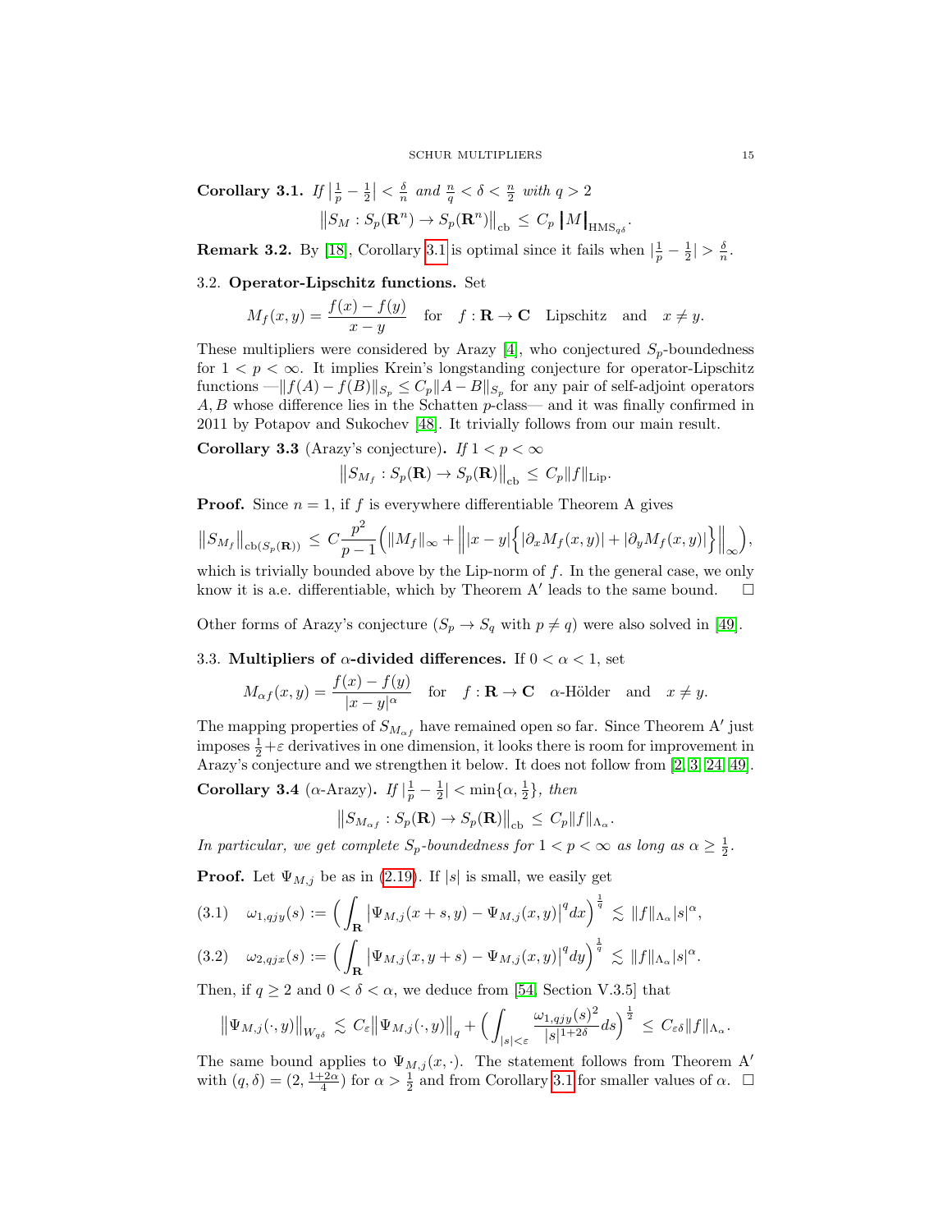**Corollary 3.1.** *If* $\left|\frac{1}{p}-\frac{1}{2}\right| < \frac{\delta}{n}$ *and* $\frac{n}{q} < \delta < \frac{n}{2}$ *with* $q > 2$

$$\big\| S_M : S_p(\mathbf{R}^n) \to S_p(\mathbf{R}^n) \big\|_{\mathrm{cb}} \le C_p \, \big| M \big|_{\mathrm{HMS}_{q\delta}}.$$

**Remark 3.2.** By [18], Corollary 3.1 is optimal since it fails when $|\frac{1}{p}-\frac{1}{2}| > \frac{\delta}{n}$.

3.2. **Operator-Lipschitz functions.** Set

$$M_f(x,y) = \frac{f(x)-f(y)}{x-y} \quad \text{for} \quad f:\mathbf{R}\to\mathbf{C} \quad \text{Lipschitz} \quad \text{and} \quad x \neq y.$$

These multipliers were considered by Arazy [4], who conjectured $S_p$-boundedness for $1<p<\infty$. It implies Krein's longstanding conjecture for operator-Lipschitz functions —$\|f(A)-f(B)\|_{S_p} \le C_p \|A-B\|_{S_p}$ for any pair of self-adjoint operators $A, B$ whose difference lies in the Schatten $p$-class— and it was finally confirmed in 2011 by Potapov and Sukochev [48]. It trivially follows from our main result.

**Corollary 3.3** (Arazy's conjecture)**.** *If* $1<p<\infty$

$$\big\| S_{M_f} : S_p(\mathbf{R}) \to S_p(\mathbf{R}) \big\|_{\mathrm{cb}} \le C_p \|f\|_{\mathrm{Lip}}.$$

**Proof.** Since $n=1$, if $f$ is everywhere differentiable Theorem A gives

$$\big\| S_{M_f} \big\|_{\mathrm{cb}(S_p(\mathbf{R}))} \le C \frac{p^2}{p-1} \Big( \|M_f\|_\infty + \Big\| |x-y| \Big\{ |\partial_x M_f(x,y)| + |\partial_y M_f(x,y)| \Big\} \Big\|_\infty \Big),$$

which is trivially bounded above by the Lip-norm of $f$. In the general case, we only know it is a.e. differentiable, which by Theorem A$'$ leads to the same bound. $\square$

Other forms of Arazy's conjecture ($S_p \to S_q$ with $p \neq q$) were also solved in [49].

3.3. **Multipliers of $\alpha$-divided differences.** If $0<\alpha<1$, set

$$M_{\alpha f}(x,y) = \frac{f(x)-f(y)}{|x-y|^\alpha} \quad \text{for} \quad f:\mathbf{R}\to\mathbf{C} \quad \alpha\text{-Hölder} \quad \text{and} \quad x \neq y.$$

The mapping properties of $S_{M_{\alpha f}}$ have remained open so far. Since Theorem A$'$ just imposes $\frac{1}{2}+\varepsilon$ derivatives in one dimension, it looks there is room for improvement in Arazy's conjecture and we strengthen it below. It does not follow from [2, 3, 24, 49].

**Corollary 3.4** ($\alpha$-Arazy)**.** *If* $|\frac{1}{p}-\frac{1}{2}| < \min\{\alpha, \frac{1}{2}\}$*, then*

$$\big\| S_{M_{\alpha f}} : S_p(\mathbf{R}) \to S_p(\mathbf{R}) \big\|_{\mathrm{cb}} \le C_p \|f\|_{\Lambda_\alpha}.$$

*In particular, we get complete $S_p$-boundedness for $1<p<\infty$ as long as $\alpha \ge \frac{1}{2}$.*

**Proof.** Let $\Psi_{M,j}$ be as in (2.19). If $|s|$ is small, we easily get

$$\omega_{1,qjy}(s) := \Big( \int_{\mathbf{R}} \big| \Psi_{M,j}(x+s,y) - \Psi_{M,j}(x,y) \big|^q dx \Big)^{\frac{1}{q}} \lesssim \|f\|_{\Lambda_\alpha} |s|^\alpha, \tag{3.1}$$

$$\omega_{2,qjx}(s) := \Big( \int_{\mathbf{R}} \big| \Psi_{M,j}(x,y+s) - \Psi_{M,j}(x,y) \big|^q dy \Big)^{\frac{1}{q}} \lesssim \|f\|_{\Lambda_\alpha} |s|^\alpha. \tag{3.2}$$

Then, if $q \ge 2$ and $0<\delta<\alpha$, we deduce from [54, Section V.3.5] that

$$\big\| \Psi_{M,j}(\cdot,y) \big\|_{W_{q\delta}} \lesssim C_\varepsilon \big\| \Psi_{M,j}(\cdot,y) \big\|_q + \Big( \int_{|s|<\varepsilon} \frac{\omega_{1,qjy}(s)^2}{|s|^{1+2\delta}} ds \Big)^{\frac{1}{2}} \le C_{\varepsilon\delta} \|f\|_{\Lambda_\alpha}.$$

The same bound applies to $\Psi_{M,j}(x,\cdot)$. The statement follows from Theorem A$'$ with $(q,\delta) = (2, \frac{1+2\alpha}{4})$ for $\alpha > \frac{1}{2}$ and from Corollary 3.1 for smaller values of $\alpha$. $\square$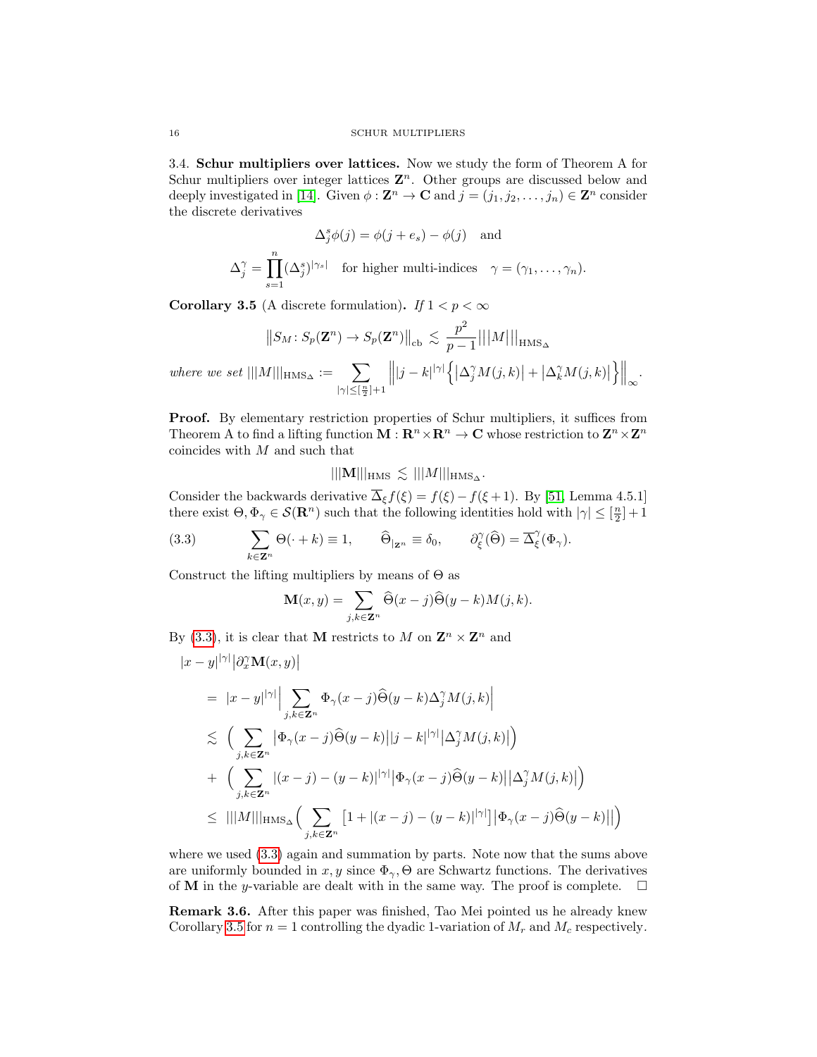3.4. **Schur multipliers over lattices.** Now we study the form of Theorem A for Schur multipliers over integer lattices $\mathbf{Z}^n$. Other groups are discussed below and deeply investigated in [14]. Given $\phi : \mathbf{Z}^n \to \mathbf{C}$ and $j = (j_1, j_2, \ldots, j_n) \in \mathbf{Z}^n$ consider the discrete derivatives

$$\Delta_j^s \phi(j) = \phi(j + e_s) - \phi(j) \quad \text{and}$$

$$\Delta_j^\gamma = \prod_{s=1}^n (\Delta_j^s)^{|\gamma_s|} \quad \text{for higher multi-indices} \quad \gamma = (\gamma_1, \ldots, \gamma_n).$$

**Corollary 3.5** (A discrete formulation)**.** *If* $1 < p < \infty$

$$\big\| S_M \colon S_p(\mathbf{Z}^n) \to S_p(\mathbf{Z}^n) \big\|_{\mathrm{cb}} \lesssim \frac{p^2}{p-1} |||M|||_{\mathrm{HMS}_\Delta}$$

*where we set* $|||M|||_{\mathrm{HMS}_\Delta} := \displaystyle\sum_{|\gamma| \le [\frac{n}{2}]+1} \Big\| |j-k|^{|\gamma|} \Big\{ \big|\Delta_j^\gamma M(j,k)\big| + \big|\Delta_k^\gamma M(j,k)\big| \Big\} \Big\|_\infty.$

**Proof.** By elementary restriction properties of Schur multipliers, it suffices from Theorem A to find a lifting function $\mathbf{M} : \mathbf{R}^n \times \mathbf{R}^n \to \mathbf{C}$ whose restriction to $\mathbf{Z}^n \times \mathbf{Z}^n$ coincides with $M$ and such that

$$|||\mathbf{M}|||_{\mathrm{HMS}} \lesssim |||M|||_{\mathrm{HMS}_\Delta}.$$

Consider the backwards derivative $\overline{\Delta}_\xi f(\xi) = f(\xi) - f(\xi+1)$. By [51, Lemma 4.5.1] there exist $\Theta, \Phi_\gamma \in \mathcal{S}(\mathbf{R}^n)$ such that the following identities hold with $|\gamma| \le [\frac{n}{2}]+1$

$$\sum_{k \in \mathbf{Z}^n} \Theta(\cdot + k) \equiv 1, \qquad \widehat{\Theta}_{|_{\mathbf{Z}^n}} \equiv \delta_0, \qquad \partial_\xi^\gamma(\widehat{\Theta}) = \overline{\Delta}_\xi^\gamma(\Phi_\gamma). \tag{3.3}$$

Construct the lifting multipliers by means of $\Theta$ as

$$\mathbf{M}(x,y) = \sum_{j,k \in \mathbf{Z}^n} \widehat{\Theta}(x-j)\widehat{\Theta}(y-k) M(j,k).$$

By (3.3), it is clear that $\mathbf{M}$ restricts to $M$ on $\mathbf{Z}^n \times \mathbf{Z}^n$ and

$$\begin{aligned}
&|x-y|^{|\gamma|} \big|\partial_x^\gamma \mathbf{M}(x,y)\big| \\
&= |x-y|^{|\gamma|} \Big| \sum_{j,k \in \mathbf{Z}^n} \Phi_\gamma(x-j)\widehat{\Theta}(y-k)\Delta_j^\gamma M(j,k) \Big| \\
&\lesssim \Big( \sum_{j,k \in \mathbf{Z}^n} \big|\Phi_\gamma(x-j)\widehat{\Theta}(y-k)\big| |j-k|^{|\gamma|} \big|\Delta_j^\gamma M(j,k)\big| \Big) \\
&+ \Big( \sum_{j,k \in \mathbf{Z}^n} |(x-j)-(y-k)|^{|\gamma|} \big|\Phi_\gamma(x-j)\widehat{\Theta}(y-k)\big| \big|\Delta_j^\gamma M(j,k)\big| \Big) \\
&\le |||M|||_{\mathrm{HMS}_\Delta} \Big( \sum_{j,k \in \mathbf{Z}^n} \big[1 + |(x-j)-(y-k)|^{|\gamma|}\big] \big|\Phi_\gamma(x-j)\widehat{\Theta}(y-k)\big| \Big)
\end{aligned}$$

where we used (3.3) again and summation by parts. Note now that the sums above are uniformly bounded in $x, y$ since $\Phi_\gamma, \Theta$ are Schwartz functions. The derivatives of $\mathbf{M}$ in the $y$-variable are dealt with in the same way. The proof is complete. $\square$

**Remark 3.6.** After this paper was finished, Tao Mei pointed us he already knew Corollary 3.5 for $n = 1$ controlling the dyadic 1-variation of $M_r$ and $M_c$ respectively.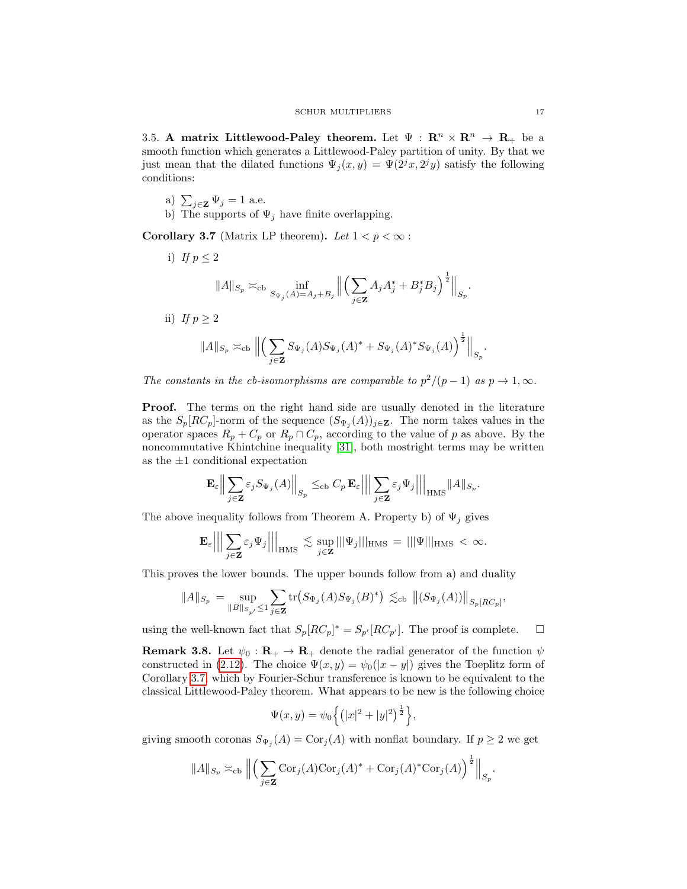3.5. **A matrix Littlewood-Paley theorem.** Let $\Psi : \mathbf{R}^n \times \mathbf{R}^n \to \mathbf{R}_+$ be a smooth function which generates a Littlewood-Paley partition of unity. By that we just mean that the dilated functions $\Psi_j(x,y) = \Psi(2^j x, 2^j y)$ satisfy the following conditions:

a) $\sum_{j \in \mathbf{Z}} \Psi_j = 1$ a.e.
b) The supports of $\Psi_j$ have finite overlapping.

**Corollary 3.7** (Matrix LP theorem)**.** *Let $1 < p < \infty$ :*

i) *If $p \le 2$*

$$\|A\|_{S_p} \asymp_{\mathrm{cb}} \inf_{S_{\Psi_j}(A) = A_j + B_j} \Big\| \Big( \sum_{j \in \mathbf{Z}} A_j A_j^* + B_j^* B_j \Big)^{\frac{1}{2}} \Big\|_{S_p}.$$

ii) *If $p \ge 2$*

$$\|A\|_{S_p} \asymp_{\mathrm{cb}} \Big\| \Big( \sum_{j \in \mathbf{Z}} S_{\Psi_j}(A) S_{\Psi_j}(A)^* + S_{\Psi_j}(A)^* S_{\Psi_j}(A) \Big)^{\frac{1}{2}} \Big\|_{S_p}.$$

*The constants in the cb-isomorphisms are comparable to $p^2/(p-1)$ as $p \to 1, \infty$.*

**Proof.** The terms on the right hand side are usually denoted in the literature as the $S_p[RC_p]$-norm of the sequence $(S_{\Psi_j})_{j \in \mathbf{Z}}$. The norm takes values in the operator spaces $R_p + C_p$ or $R_p \cap C_p$, according to the value of $p$ as above. By the noncommutative Khintchine inequality [31], both mostright terms may be written as the $\pm 1$ conditional expectation

$$\mathbf{E}_\varepsilon \Big\| \sum_{j \in \mathbf{Z}} \varepsilon_j S_{\Psi_j}(A) \Big\|_{S_p} \le_{\mathrm{cb}} C_p \, \mathbf{E}_\varepsilon \Big|\Big|\Big| \sum_{j \in \mathbf{Z}} \varepsilon_j \Psi_j \Big|\Big|\Big|_{\mathrm{HMS}} \|A\|_{S_p}.$$

The above inequality follows from Theorem A. Property b) of $\Psi_j$ gives

$$\mathbf{E}_\varepsilon \Big|\Big|\Big| \sum_{j \in \mathbf{Z}} \varepsilon_j \Psi_j \Big|\Big|\Big|_{\mathrm{HMS}} \lesssim \sup_{j \in \mathbf{Z}} |||\Psi_j|||_{\mathrm{HMS}} = |||\Psi|||_{\mathrm{HMS}} < \infty.$$

This proves the lower bounds. The upper bounds follow from a) and duality

$$\|A\|_{S_p} = \sup_{\|B\|_{S_{p'}} \le 1} \sum_{j \in \mathbf{Z}} \mathrm{tr}\big( S_{\Psi_j}(A) S_{\Psi_j}(B)^* \big) \lesssim_{\mathrm{cb}} \big\| (S_{\Psi_j}(A)) \big\|_{S_p[RC_p]},$$

using the well-known fact that $S_p[RC_p]^* = S_{p'}[RC_{p'}]$. The proof is complete. $\square$

**Remark 3.8.** Let $\psi_0 : \mathbf{R}_+ \to \mathbf{R}_+$ denote the radial generator of the function $\psi$ constructed in (2.12). The choice $\Psi(x,y) = \psi_0(|x-y|)$ gives the Toeplitz form of Corollary 3.7, which by Fourier-Schur transference is known to be equivalent to the classical Littlewood-Paley theorem. What appears to be new is the following choice

$$\Psi(x,y) = \psi_0 \Big\{ \big( |x|^2 + |y|^2 \big)^{\frac{1}{2}} \Big\},$$

giving smooth coronas $S_{\Psi_j}(A) = \mathrm{Cor}_j(A)$ with nonflat boundary. If $p \ge 2$ we get

$$\|A\|_{S_p} \asymp_{\mathrm{cb}} \Big\| \Big( \sum_{j \in \mathbf{Z}} \mathrm{Cor}_j(A) \mathrm{Cor}_j(A)^* + \mathrm{Cor}_j(A)^* \mathrm{Cor}_j(A) \Big)^{\frac{1}{2}} \Big\|_{S_p}.$$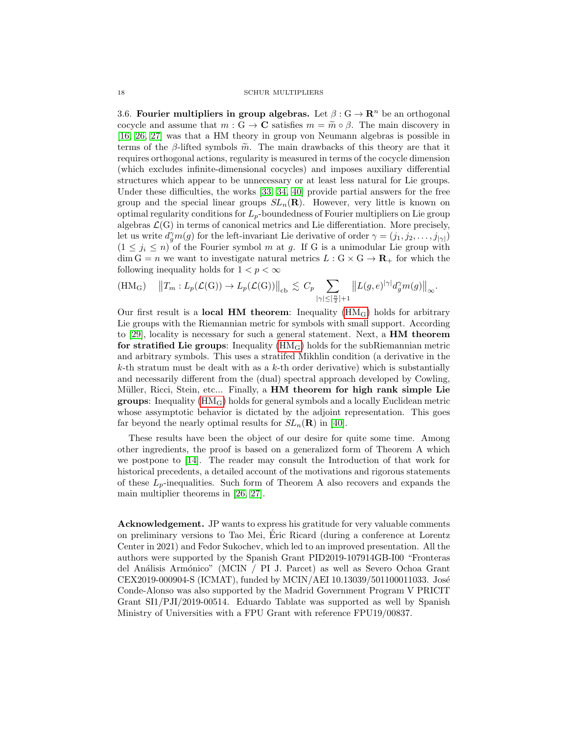### 3.6. Fourier multipliers in group algebras.

Let $\beta : \mathrm{G} \to \mathbf{R}^n$ be an orthogonal cocycle and assume that $m : \mathrm{G} \to \mathbf{C}$ satisfies $m = \widetilde{m} \circ \beta$. The main discovery in [16, 26, 27] was that a HM theory in group von Neumann algebras is possible in terms of the $\beta$-lifted symbols $\widetilde{m}$. The main drawbacks of this theory are that it requires orthogonal actions, regularity is measured in terms of the cocycle dimension (which excludes infinite-dimensional cocycles) and imposes auxiliary differential structures which appear to be unnecessary or at least less natural for Lie groups. Under these difficulties, the works [33, 34, 40] provide partial answers for the free group and the special linear groups $SL_n(\mathbf{R})$. However, very little is known on optimal regularity conditions for $L_p$-boundedness of Fourier multipliers on Lie group algebras $\mathcal{L}(\mathrm{G})$ in terms of canonical metrics and Lie differentiation. More precisely, let us write $d_g^\gamma m(g)$ for the left-invariant Lie derivative of order $\gamma = (j_1, j_2, \ldots, j_{|\gamma|})$ $(1 \le j_i \le n)$ of the Fourier symbol $m$ at $g$. If G is a unimodular Lie group with $\dim \mathrm{G} = n$ we want to investigate natural metrics $L : \mathrm{G} \times \mathrm{G} \to \mathbf{R}_+$ for which the following inequality holds for $1 < p < \infty$

$$(\mathrm{HM_G}) \qquad \big\| T_m : L_p(\mathcal{L}(\mathrm{G})) \to L_p(\mathcal{L}(\mathrm{G})) \big\|_{\mathrm{cb}} \lesssim C_p \sum_{|\gamma| \le [\frac{n}{2}]+1} \big\| L(g,e)^{|\gamma|} d_g^\gamma m(g) \big\|_\infty.$$

Our first result is a **local HM theorem**: Inequality ($\mathrm{HM_G}$) holds for arbitrary Lie groups with the Riemannian metric for symbols with small support. According to [29], locality is necessary for such a general statement. Next, a **HM theorem for stratified Lie groups**: Inequality ($\mathrm{HM_G}$) holds for the subRiemannian metric and arbitrary symbols. This uses a stratifed Mikhlin condition (a derivative in the $k$-th stratum must be dealt with as a $k$-th order derivative) which is substantially and necessarily different from the (dual) spectral approach developed by Cowling, Müller, Ricci, Stein, etc... Finally, a **HM theorem for high rank simple Lie groups**: Inequality ($\mathrm{HM_G}$) holds for general symbols and a locally Euclidean metric whose assymptotic behavior is dictated by the adjoint representation. This goes far beyond the nearly optimal results for $SL_n(\mathbf{R})$ in [40].

These results have been the object of our desire for quite some time. Among other ingredients, the proof is based on a generalized form of Theorem A which we postpone to [14]. The reader may consult the Introduction of that work for historical precedents, a detailed account of the motivations and rigorous statements of these $L_p$-inequalities. Such form of Theorem A also recovers and expands the main multiplier theorems in [26, 27].

**Acknowledgement.** JP wants to express his gratitude for very valuable comments on preliminary versions to Tao Mei, Éric Ricard (during a conference at Lorentz Center in 2021) and Fedor Sukochev, which led to an improved presentation. All the authors were supported by the Spanish Grant PID2019-107914GB-I00 "Fronteras del Análisis Armónico" (MCIN / PI J. Parcet) as well as Severo Ochoa Grant CEX2019-000904-S (ICMAT), funded by MCIN/AEI 10.13039/501100011033. José Conde-Alonso was also supported by the Madrid Government Program V PRICIT Grant SI1/PJI/2019-00514. Eduardo Tablate was supported as well by Spanish Ministry of Universities with a FPU Grant with reference FPU19/00837.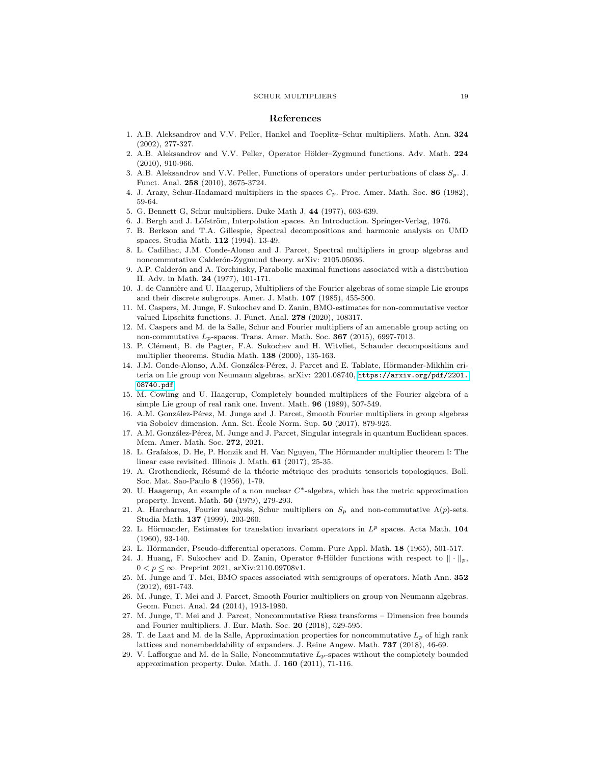## References

1. A.B. Aleksandrov and V.V. Peller, Hankel and Toeplitz–Schur multipliers. Math. Ann. **324** (2002), 277-327.
2. A.B. Aleksandrov and V.V. Peller, Operator Hölder–Zygmund functions. Adv. Math. **224** (2010), 910-966.
3. A.B. Aleksandrov and V.V. Peller, Functions of operators under perturbations of class $S_p$. J. Funct. Anal. **258** (2010), 3675-3724.
4. J. Arazy, Schur-Hadamard multipliers in the spaces $C_p$. Proc. Amer. Math. Soc. **86** (1982), 59-64.
5. G. Bennett G, Schur multipliers. Duke Math J. **44** (1977), 603-639.
6. J. Bergh and J. Löfström, Interpolation spaces. An Introduction. Springer-Verlag, 1976.
7. B. Berkson and T.A. Gillespie, Spectral decompositions and harmonic analysis on UMD spaces. Studia Math. **112** (1994), 13-49.
8. L. Cadilhac, J.M. Conde-Alonso and J. Parcet, Spectral multipliers in group algebras and noncommutative Calderón-Zygmund theory. arXiv: 2105.05036.
9. A.P. Calderón and A. Torchinsky, Parabolic maximal functions associated with a distribution II. Adv. in Math. **24** (1977), 101-171.
10. J. de Cannière and U. Haagerup, Multipliers of the Fourier algebras of some simple Lie groups and their discrete subgroups. Amer. J. Math. **107** (1985), 455-500.
11. M. Caspers, M. Junge, F. Sukochev and D. Zanin, BMO-estimates for non-commutative vector valued Lipschitz functions. J. Funct. Anal. **278** (2020), 108317.
12. M. Caspers and M. de la Salle, Schur and Fourier multipliers of an amenable group acting on non-commutative $L_p$-spaces. Trans. Amer. Math. Soc. **367** (2015), 6997-7013.
13. P. Clément, B. de Pagter, F.A. Sukochev and H. Witvliet, Schauder decompositions and multiplier theorems. Studia Math. **138** (2000), 135-163.
14. J.M. Conde-Alonso, A.M. González-Pérez, J. Parcet and E. Tablate, Hörmander-Mikhlin criteria on Lie group von Neumann algebras. arXiv: 2201.08740, https://arxiv.org/pdf/2201.08740.pdf
15. M. Cowling and U. Haagerup, Completely bounded multipliers of the Fourier algebra of a simple Lie group of real rank one. Invent. Math. **96** (1989), 507-549.
16. A.M. González-Pérez, M. Junge and J. Parcet, Smooth Fourier multipliers in group algebras via Sobolev dimension. Ann. Sci. École Norm. Sup. **50** (2017), 879-925.
17. A.M. González-Pérez, M. Junge and J. Parcet, Singular integrals in quantum Euclidean spaces. Mem. Amer. Math. Soc. **272**, 2021.
18. L. Grafakos, D. He, P. Honzik and H. Van Nguyen, The Hörmander multiplier theorem I: The linear case revisited. Illinois J. Math. **61** (2017), 25-35.
19. A. Grothendieck, Résumé de la théorie métrique des produits tensoriels topologiques. Boll. Soc. Mat. Sao-Paulo **8** (1956), 1-79.
20. U. Haagerup, An example of a non nuclear $C^*$-algebra, which has the metric approximation property. Invent. Math. **50** (1979), 279-293.
21. A. Harcharras, Fourier analysis, Schur multipliers on $S_p$ and non-commutative $\Lambda(p)$-sets. Studia Math. **137** (1999), 203-260.
22. L. Hörmander, Estimates for translation invariant operators in $L^p$ spaces. Acta Math. **104** (1960), 93-140.
23. L. Hörmander, Pseudo-differential operators. Comm. Pure Appl. Math. **18** (1965), 501-517.
24. J. Huang, F. Sukochev and D. Zanin, Operator $\theta$-Hölder functions with respect to $\|\cdot\|_p$, $0 < p \leq \infty$. Preprint 2021, arXiv:2110.09708v1.
25. M. Junge and T. Mei, BMO spaces associated with semigroups of operators. Math Ann. **352** (2012), 691-743.
26. M. Junge, T. Mei and J. Parcet, Smooth Fourier multipliers on group von Neumann algebras. Geom. Funct. Anal. **24** (2014), 1913-1980.
27. M. Junge, T. Mei and J. Parcet, Noncommutative Riesz transforms – Dimension free bounds and Fourier multipliers. J. Eur. Math. Soc. **20** (2018), 529-595.
28. T. de Laat and M. de la Salle, Approximation properties for noncommutative $L_p$ of high rank lattices and nonembeddability of expanders. J. Reine Angew. Math. **737** (2018), 46-69.
29. V. Lafforgue and M. de la Salle, Noncommutative $L_p$-spaces without the completely bounded approximation property. Duke. Math. J. **160** (2011), 71-116.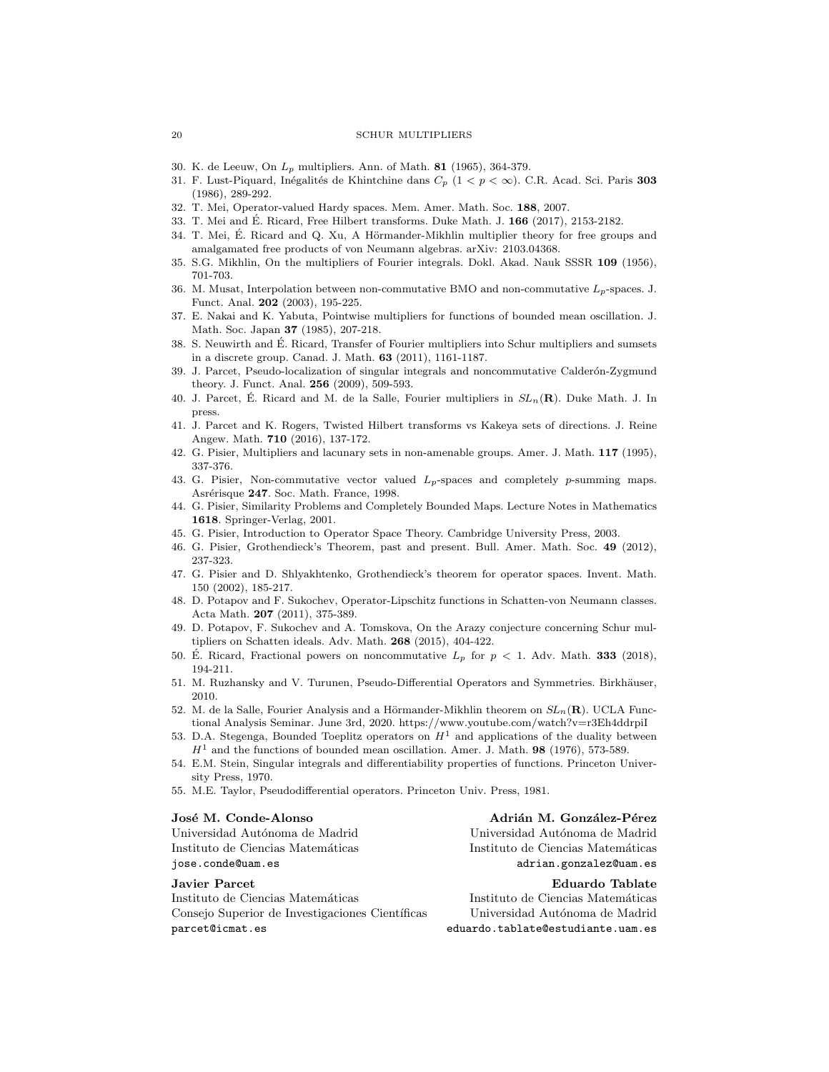30. K. de Leeuw, On $L_p$ multipliers. Ann. of Math. **81** (1965), 364-379.
31. F. Lust-Piquard, Inégalités de Khintchine dans $C_p$ $(1 < p < \infty)$. C.R. Acad. Sci. Paris **303** (1986), 289-292.
32. T. Mei, Operator-valued Hardy spaces. Mem. Amer. Math. Soc. **188**, 2007.
33. T. Mei and É. Ricard, Free Hilbert transforms. Duke Math. J. **166** (2017), 2153-2182.
34. T. Mei, É. Ricard and Q. Xu, A Hörmander-Mikhlin multiplier theory for free groups and amalgamated free products of von Neumann algebras. arXiv: 2103.04368.
35. S.G. Mikhlin, On the multipliers of Fourier integrals. Dokl. Akad. Nauk SSSR **109** (1956), 701-703.
36. M. Musat, Interpolation between non-commutative BMO and non-commutative $L_p$-spaces. J. Funct. Anal. **202** (2003), 195-225.
37. E. Nakai and K. Yabuta, Pointwise multipliers for functions of bounded mean oscillation. J. Math. Soc. Japan **37** (1985), 207-218.
38. S. Neuwirth and É. Ricard, Transfer of Fourier multipliers into Schur multipliers and sumsets in a discrete group. Canad. J. Math. **63** (2011), 1161-1187.
39. J. Parcet, Pseudo-localization of singular integrals and noncommutative Calderón-Zygmund theory. J. Funct. Anal. **256** (2009), 509-593.
40. J. Parcet, É. Ricard and M. de la Salle, Fourier multipliers in $SL_n(\mathbf{R})$. Duke Math. J. In press.
41. J. Parcet and K. Rogers, Twisted Hilbert transforms vs Kakeya sets of directions. J. Reine Angew. Math. **710** (2016), 137-172.
42. G. Pisier, Multipliers and lacunary sets in non-amenable groups. Amer. J. Math. **117** (1995), 337-376.
43. G. Pisier, Non-commutative vector valued $L_p$-spaces and completely $p$-summing maps. Asrérisque **247**. Soc. Math. France, 1998.
44. G. Pisier, Similarity Problems and Completely Bounded Maps. Lecture Notes in Mathematics **1618**. Springer-Verlag, 2001.
45. G. Pisier, Introduction to Operator Space Theory. Cambridge University Press, 2003.
46. G. Pisier, Grothendieck's Theorem, past and present. Bull. Amer. Math. Soc. **49** (2012), 237-323.
47. G. Pisier and D. Shlyakhtenko, Grothendieck's theorem for operator spaces. Invent. Math. 150 (2002), 185-217.
48. D. Potapov and F. Sukochev, Operator-Lipschitz functions in Schatten-von Neumann classes. Acta Math. **207** (2011), 375-389.
49. D. Potapov, F. Sukochev and A. Tomskova, On the Arazy conjecture concerning Schur multipliers on Schatten ideals. Adv. Math. **268** (2015), 404-422.
50. É. Ricard, Fractional powers on noncommutative $L_p$ for $p < 1$. Adv. Math. **333** (2018), 194-211.
51. M. Ruzhansky and V. Turunen, Pseudo-Differential Operators and Symmetries. Birkhäuser, 2010.
52. M. de la Salle, Fourier Analysis and a Hörmander-Mikhlin theorem on $SL_n(\mathbf{R})$. UCLA Functional Analysis Seminar. June 3rd, 2020. https://www.youtube.com/watch?v=r3Eh4ddrpiI
53. D.A. Stegenga, Bounded Toeplitz operators on $H^1$ and applications of the duality between $H^1$ and the functions of bounded mean oscillation. Amer. J. Math. **98** (1976), 573-589.
54. E.M. Stein, Singular integrals and differentiability properties of functions. Princeton University Press, 1970.
55. M.E. Taylor, Pseudodifferential operators. Princeton Univ. Press, 1981.

**José M. Conde-Alonso**
Universidad Autónoma de Madrid
Instituto de Ciencias Matemáticas
jose.conde@uam.es

**Adrián M. González-Pérez**
Universidad Autónoma de Madrid
Instituto de Ciencias Matemáticas
adrian.gonzalez@uam.es

**Javier Parcet**
Instituto de Ciencias Matemáticas
Consejo Superior de Investigaciones Científicas
parcet@icmat.es

**Eduardo Tablate**
Instituto de Ciencias Matemáticas
Universidad Autónoma de Madrid
eduardo.tablate@estudiante.uam.es